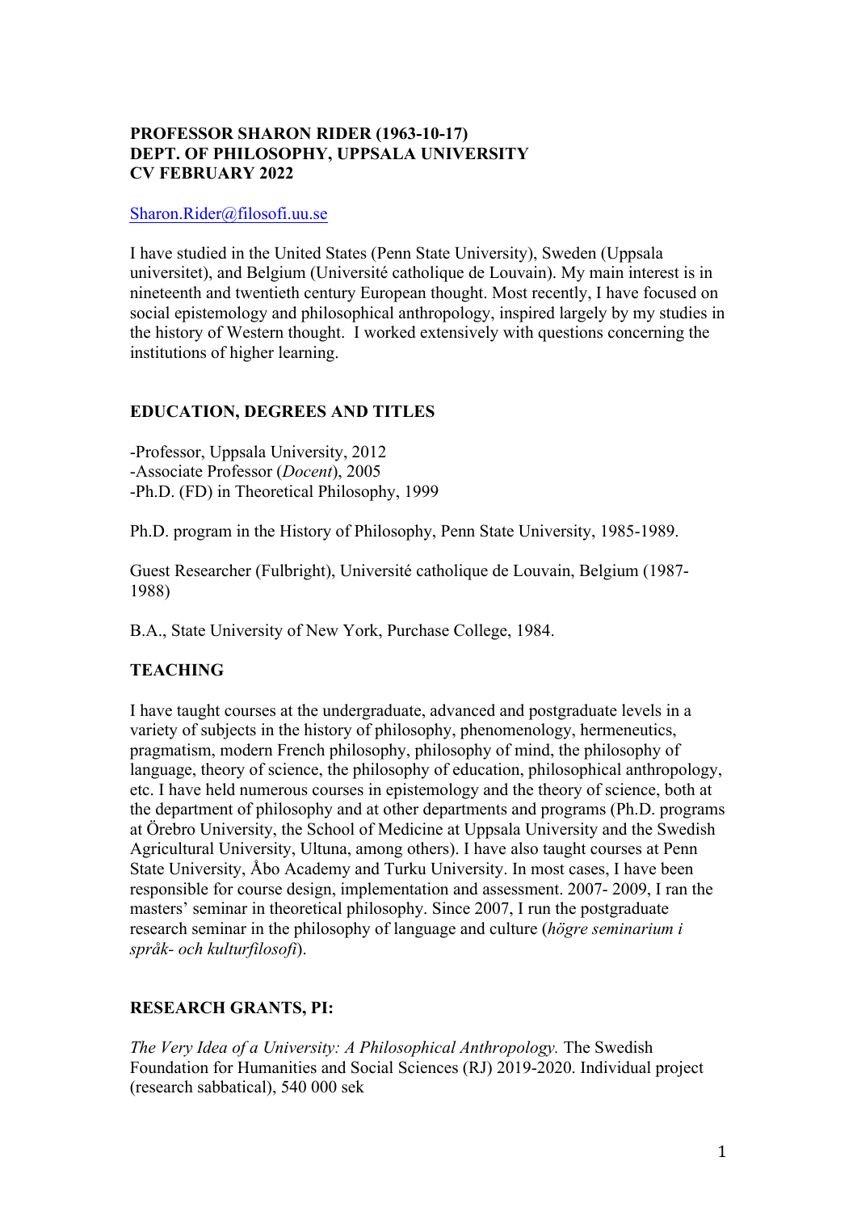**PROFESSOR SHARON RIDER (1963-10-17)**
**DEPT. OF PHILOSOPHY, UPPSALA UNIVERSITY**
**CV FEBRUARY 2022**

Sharon.Rider@filosofi.uu.se

I have studied in the United States (Penn State University), Sweden (Uppsala universitet), and Belgium (Université catholique de Louvain). My main interest is in nineteenth and twentieth century European thought. Most recently, I have focused on social epistemology and philosophical anthropology, inspired largely by my studies in the history of Western thought. I worked extensively with questions concerning the institutions of higher learning.

## EDUCATION, DEGREES AND TITLES

-Professor, Uppsala University, 2012
-Associate Professor (*Docent*), 2005
-Ph.D. (FD) in Theoretical Philosophy, 1999

Ph.D. program in the History of Philosophy, Penn State University, 1985-1989.

Guest Researcher (Fulbright), Université catholique de Louvain, Belgium (1987-1988)

B.A., State University of New York, Purchase College, 1984.

## TEACHING

I have taught courses at the undergraduate, advanced and postgraduate levels in a variety of subjects in the history of philosophy, phenomenology, hermeneutics, pragmatism, modern French philosophy, philosophy of mind, the philosophy of language, theory of science, the philosophy of education, philosophical anthropology, etc. I have held numerous courses in epistemology and the theory of science, both at the department of philosophy and at other departments and programs (Ph.D. programs at Örebro University, the School of Medicine at Uppsala University and the Swedish Agricultural University, Ultuna, among others). I have also taught courses at Penn State University, Åbo Academy and Turku University. In most cases, I have been responsible for course design, implementation and assessment. 2007- 2009, I ran the masters' seminar in theoretical philosophy. Since 2007, I run the postgraduate research seminar in the philosophy of language and culture (*högre seminarium i språk- och kulturfilosofi*).

## RESEARCH GRANTS, PI:

*The Very Idea of a University: A Philosophical Anthropology.* The Swedish Foundation for Humanities and Social Sciences (RJ) 2019-2020. Individual project (research sabbatical), 540 000 sek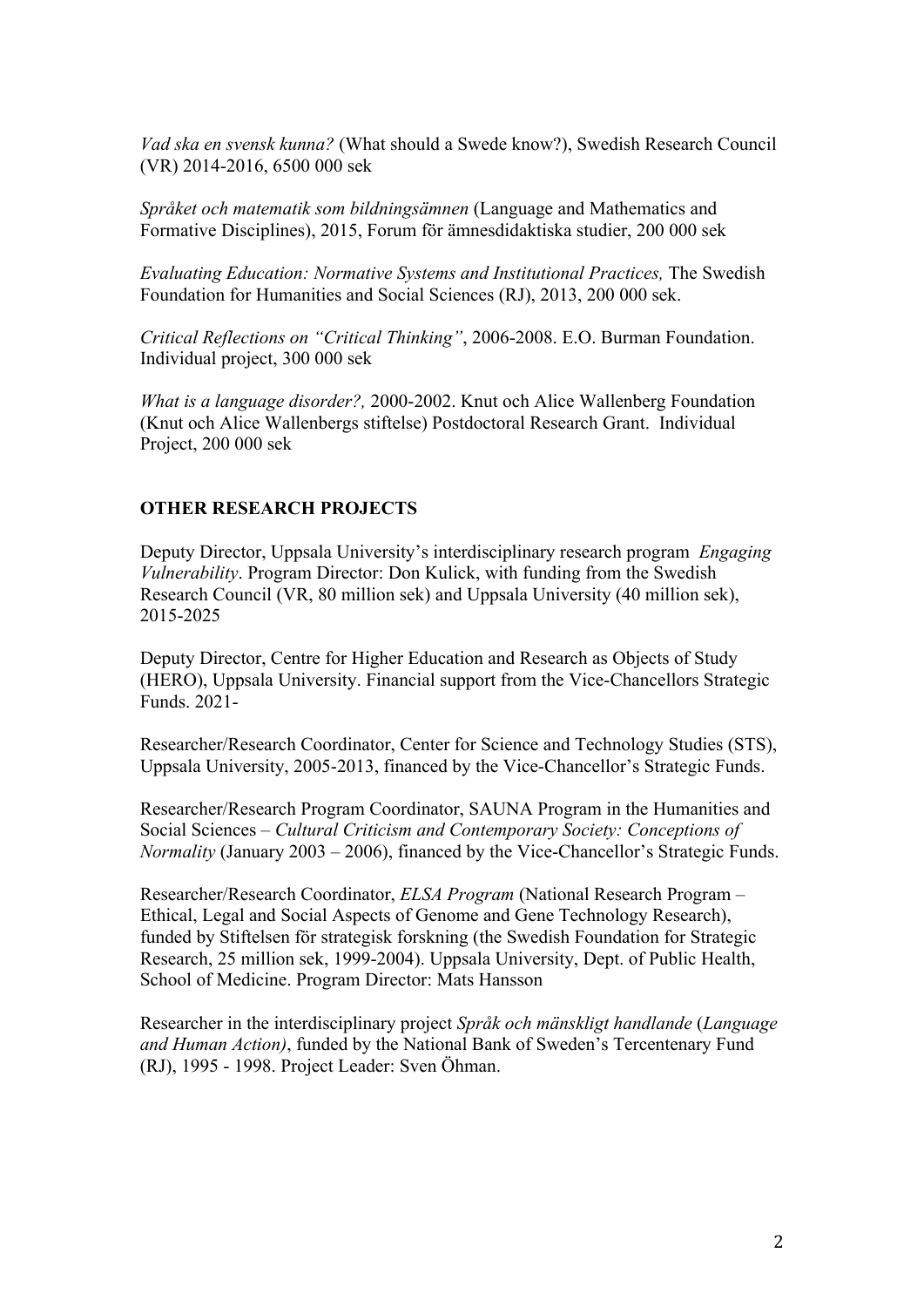*Vad ska en svensk kunna?* (What should a Swede know?), Swedish Research Council (VR) 2014-2016, 6500 000 sek

*Språket och matematik som bildningsämnen* (Language and Mathematics and Formative Disciplines), 2015, Forum för ämnesdidaktiska studier, 200 000 sek

*Evaluating Education: Normative Systems and Institutional Practices,* The Swedish Foundation for Humanities and Social Sciences (RJ), 2013, 200 000 sek.

*Critical Reflections on "Critical Thinking"*, 2006-2008. E.O. Burman Foundation. Individual project, 300 000 sek

*What is a language disorder?,* 2000-2002. Knut och Alice Wallenberg Foundation (Knut och Alice Wallenbergs stiftelse) Postdoctoral Research Grant. Individual Project, 200 000 sek

## OTHER RESEARCH PROJECTS

Deputy Director, Uppsala University's interdisciplinary research program *Engaging Vulnerability*. Program Director: Don Kulick, with funding from the Swedish Research Council (VR, 80 million sek) and Uppsala University (40 million sek), 2015-2025

Deputy Director, Centre for Higher Education and Research as Objects of Study (HERO), Uppsala University. Financial support from the Vice-Chancellors Strategic Funds. 2021-

Researcher/Research Coordinator, Center for Science and Technology Studies (STS), Uppsala University, 2005-2013, financed by the Vice-Chancellor's Strategic Funds.

Researcher/Research Program Coordinator, SAUNA Program in the Humanities and Social Sciences – *Cultural Criticism and Contemporary Society: Conceptions of Normality* (January 2003 – 2006), financed by the Vice-Chancellor's Strategic Funds.

Researcher/Research Coordinator, *ELSA Program* (National Research Program – Ethical, Legal and Social Aspects of Genome and Gene Technology Research), funded by Stiftelsen för strategisk forskning (the Swedish Foundation for Strategic Research, 25 million sek, 1999-2004). Uppsala University, Dept. of Public Health, School of Medicine. Program Director: Mats Hansson

Researcher in the interdisciplinary project *Språk och mänskligt handlande* (*Language and Human Action)*, funded by the National Bank of Sweden's Tercentenary Fund (RJ), 1995 - 1998. Project Leader: Sven Öhman.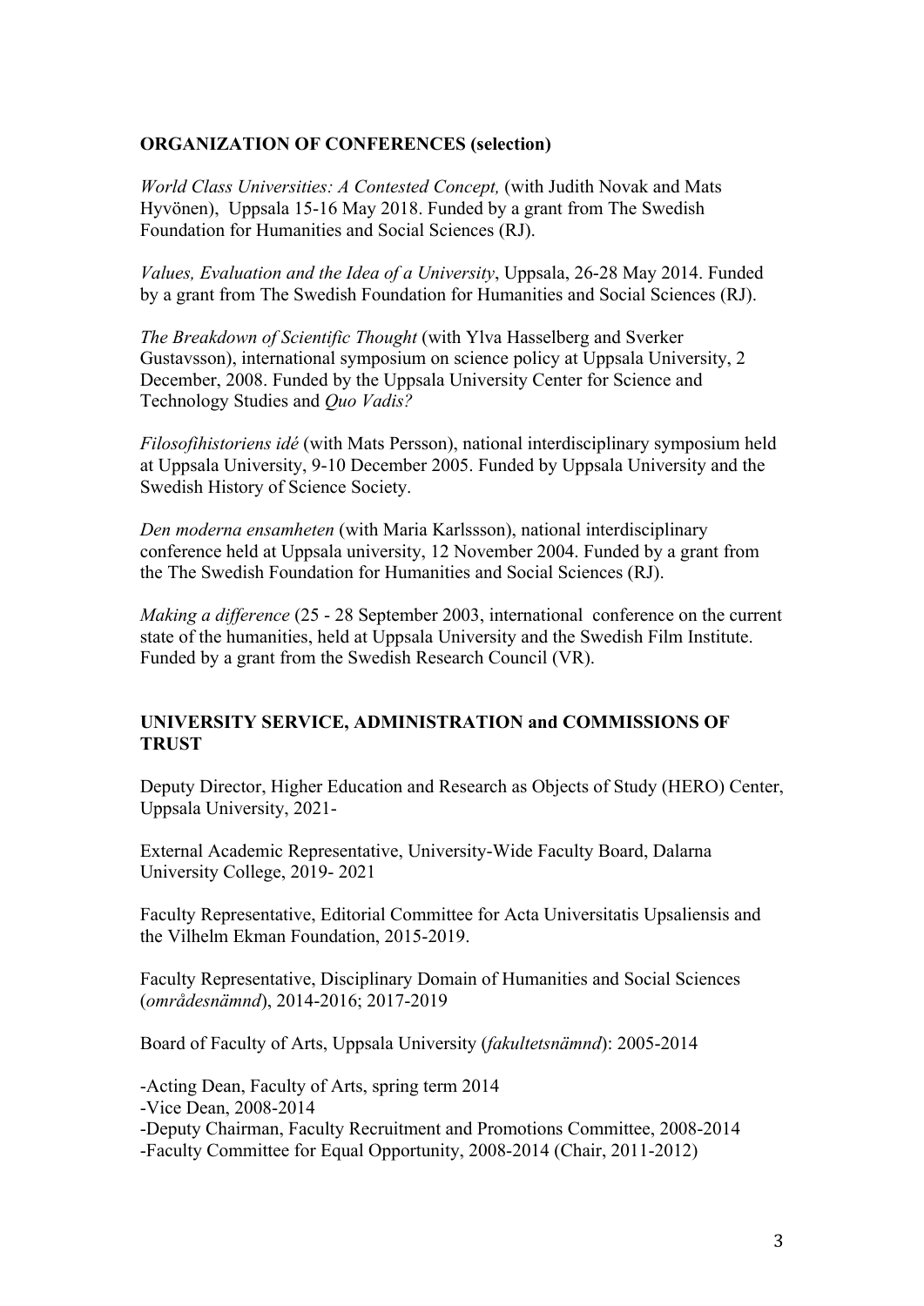**ORGANIZATION OF CONFERENCES (selection)**

*World Class Universities: A Contested Concept,* (with Judith Novak and Mats Hyvönen), Uppsala 15-16 May 2018. Funded by a grant from The Swedish Foundation for Humanities and Social Sciences (RJ).

*Values, Evaluation and the Idea of a University*, Uppsala, 26-28 May 2014. Funded by a grant from The Swedish Foundation for Humanities and Social Sciences (RJ).

*The Breakdown of Scientific Thought* (with Ylva Hasselberg and Sverker Gustavsson), international symposium on science policy at Uppsala University, 2 December, 2008. Funded by the Uppsala University Center for Science and Technology Studies and *Quo Vadis?*

*Filosofihistoriens idé* (with Mats Persson), national interdisciplinary symposium held at Uppsala University, 9-10 December 2005. Funded by Uppsala University and the Swedish History of Science Society.

*Den moderna ensamheten* (with Maria Karlssson), national interdisciplinary conference held at Uppsala university, 12 November 2004. Funded by a grant from the The Swedish Foundation for Humanities and Social Sciences (RJ).

*Making a difference* (25 - 28 September 2003, international conference on the current state of the humanities, held at Uppsala University and the Swedish Film Institute. Funded by a grant from the Swedish Research Council (VR).

**UNIVERSITY SERVICE, ADMINISTRATION and COMMISSIONS OF TRUST**

Deputy Director, Higher Education and Research as Objects of Study (HERO) Center, Uppsala University, 2021-

External Academic Representative, University-Wide Faculty Board, Dalarna University College, 2019- 2021

Faculty Representative, Editorial Committee for Acta Universitatis Upsaliensis and the Vilhelm Ekman Foundation, 2015-2019.

Faculty Representative, Disciplinary Domain of Humanities and Social Sciences (*områdesnämnd*), 2014-2016; 2017-2019

Board of Faculty of Arts, Uppsala University (*fakultetsnämnd*): 2005-2014

-Acting Dean, Faculty of Arts, spring term 2014
-Vice Dean, 2008-2014
-Deputy Chairman, Faculty Recruitment and Promotions Committee, 2008-2014
-Faculty Committee for Equal Opportunity, 2008-2014 (Chair, 2011-2012)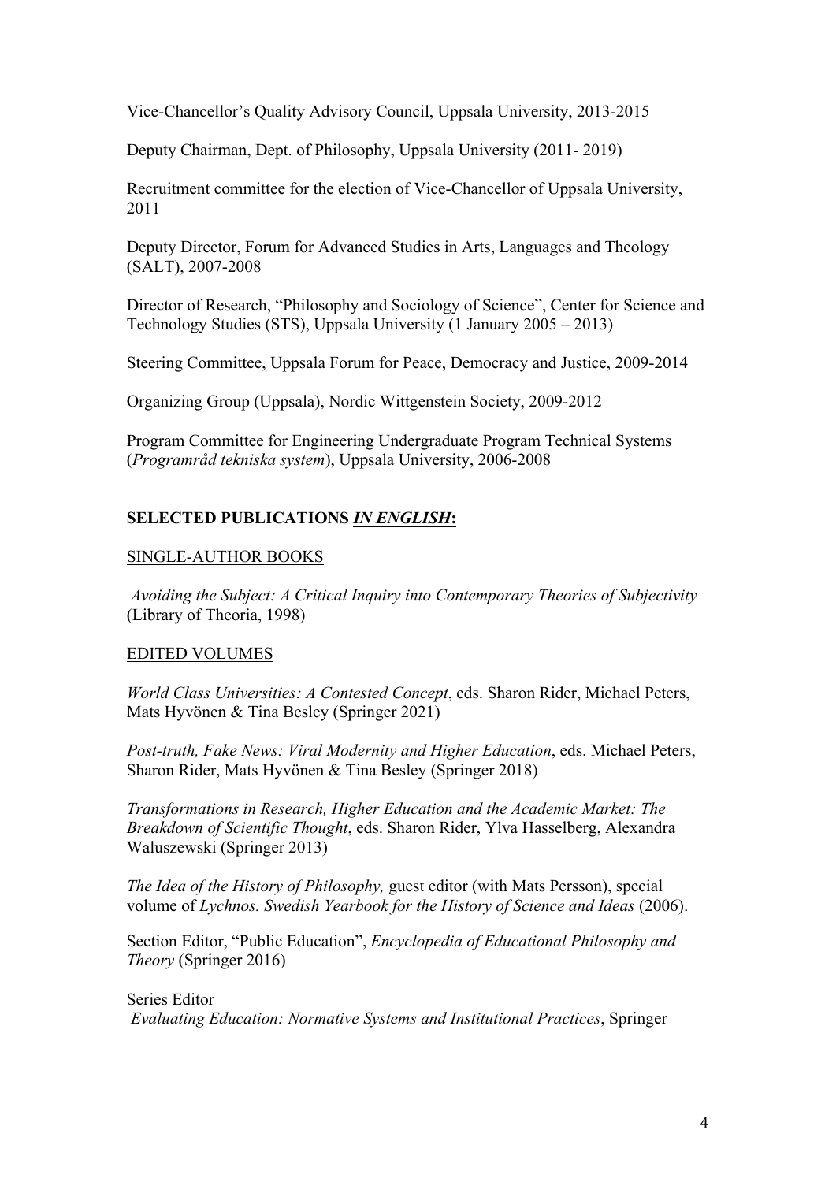Vice-Chancellor's Quality Advisory Council, Uppsala University, 2013-2015

Deputy Chairman, Dept. of Philosophy, Uppsala University (2011- 2019)

Recruitment committee for the election of Vice-Chancellor of Uppsala University, 2011

Deputy Director, Forum for Advanced Studies in Arts, Languages and Theology (SALT), 2007-2008

Director of Research, "Philosophy and Sociology of Science", Center for Science and Technology Studies (STS), Uppsala University (1 January 2005 – 2013)

Steering Committee, Uppsala Forum for Peace, Democracy and Justice, 2009-2014

Organizing Group (Uppsala), Nordic Wittgenstein Society, 2009-2012

Program Committee for Engineering Undergraduate Program Technical Systems (*Programråd tekniska system*), Uppsala University, 2006-2008

## SELECTED PUBLICATIONS *IN ENGLISH*:

### SINGLE-AUTHOR BOOKS

*Avoiding the Subject: A Critical Inquiry into Contemporary Theories of Subjectivity* (Library of Theoria, 1998)

### EDITED VOLUMES

*World Class Universities: A Contested Concept*, eds. Sharon Rider, Michael Peters, Mats Hyvönen & Tina Besley (Springer 2021)

*Post-truth, Fake News: Viral Modernity and Higher Education*, eds. Michael Peters, Sharon Rider, Mats Hyvönen & Tina Besley (Springer 2018)

*Transformations in Research, Higher Education and the Academic Market: The Breakdown of Scientific Thought*, eds. Sharon Rider, Ylva Hasselberg, Alexandra Waluszewski (Springer 2013)

*The Idea of the History of Philosophy,* guest editor (with Mats Persson), special volume of *Lychnos. Swedish Yearbook for the History of Science and Ideas* (2006).

Section Editor, "Public Education", *Encyclopedia of Educational Philosophy and Theory* (Springer 2016)

Series Editor
*Evaluating Education: Normative Systems and Institutional Practices*, Springer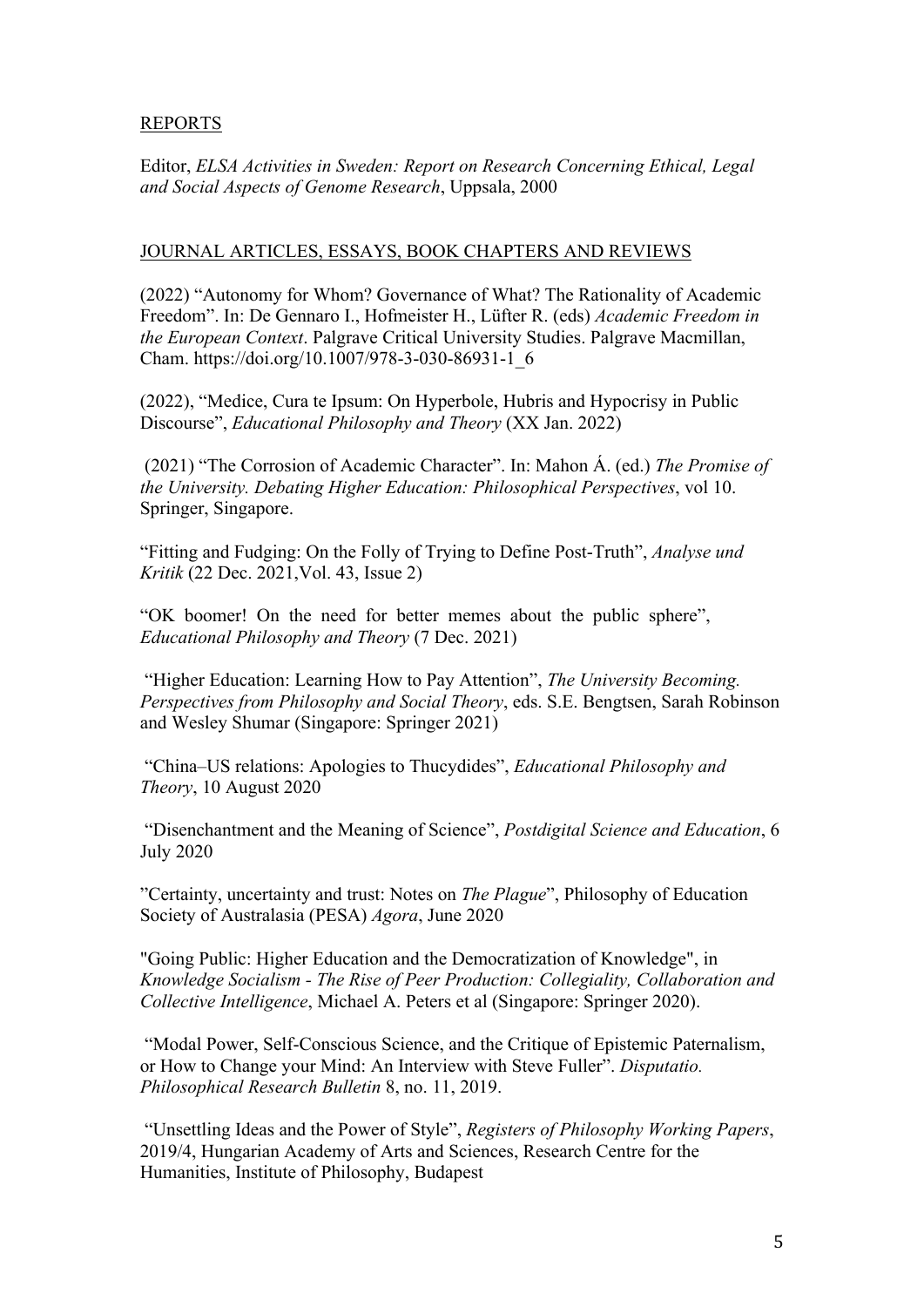## REPORTS

Editor, *ELSA Activities in Sweden: Report on Research Concerning Ethical, Legal and Social Aspects of Genome Research*, Uppsala, 2000

## JOURNAL ARTICLES, ESSAYS, BOOK CHAPTERS AND REVIEWS

(2022) "Autonomy for Whom? Governance of What? The Rationality of Academic Freedom". In: De Gennaro I., Hofmeister H., Lüfter R. (eds) *Academic Freedom in the European Context*. Palgrave Critical University Studies. Palgrave Macmillan, Cham. https://doi.org/10.1007/978-3-030-86931-1_6

(2022), "Medice, Cura te Ipsum: On Hyperbole, Hubris and Hypocrisy in Public Discourse", *Educational Philosophy and Theory* (XX Jan. 2022)

(2021) "The Corrosion of Academic Character". In: Mahon Á. (ed.) *The Promise of the University. Debating Higher Education: Philosophical Perspectives*, vol 10. Springer, Singapore.

"Fitting and Fudging: On the Folly of Trying to Define Post-Truth", *Analyse und Kritik* (22 Dec. 2021,Vol. 43, Issue 2)

"OK boomer! On the need for better memes about the public sphere", *Educational Philosophy and Theory* (7 Dec. 2021)

"Higher Education: Learning How to Pay Attention", *The University Becoming. Perspectives from Philosophy and Social Theory*, eds. S.E. Bengtsen, Sarah Robinson and Wesley Shumar (Singapore: Springer 2021)

"China–US relations: Apologies to Thucydides", *Educational Philosophy and Theory*, 10 August 2020

"Disenchantment and the Meaning of Science", *Postdigital Science and Education*, 6 July 2020

"Certainty, uncertainty and trust: Notes on *The Plague*", Philosophy of Education Society of Australasia (PESA) *Agora*, June 2020

"Going Public: Higher Education and the Democratization of Knowledge", in *Knowledge Socialism - The Rise of Peer Production: Collegiality, Collaboration and Collective Intelligence*, Michael A. Peters et al (Singapore: Springer 2020).

"Modal Power, Self-Conscious Science, and the Critique of Epistemic Paternalism, or How to Change your Mind: An Interview with Steve Fuller". *Disputatio. Philosophical Research Bulletin* 8, no. 11, 2019.

"Unsettling Ideas and the Power of Style", *Registers of Philosophy Working Papers*, 2019/4, Hungarian Academy of Arts and Sciences, Research Centre for the Humanities, Institute of Philosophy, Budapest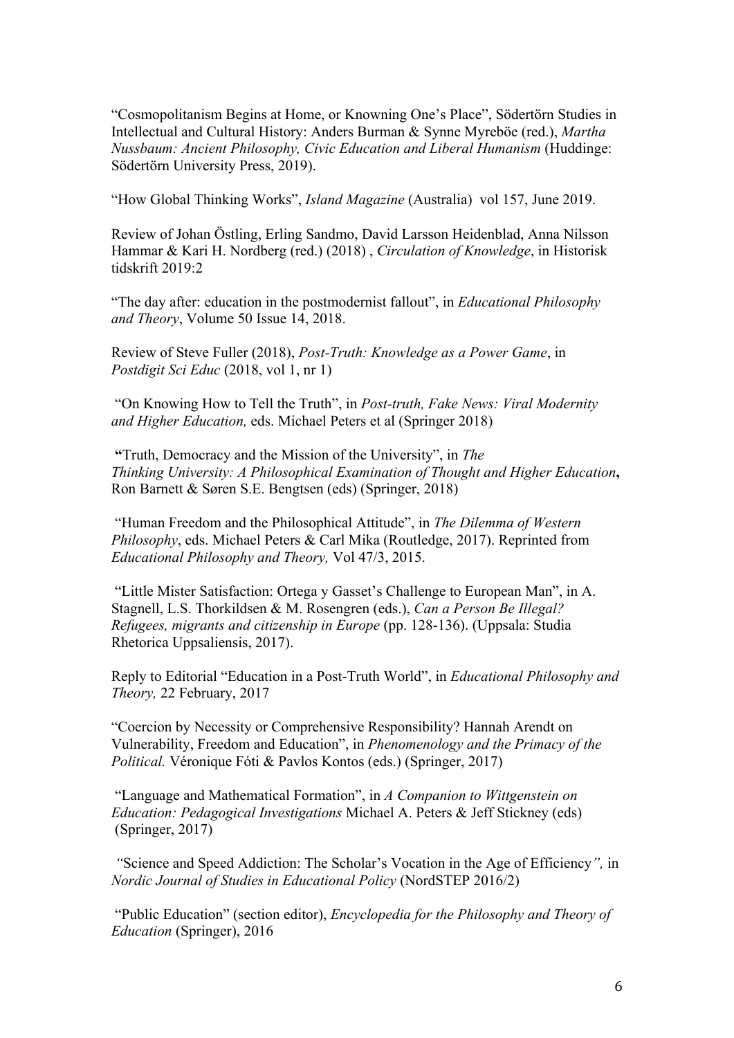"Cosmopolitanism Begins at Home, or Knowning One's Place", Södertörn Studies in Intellectual and Cultural History: Anders Burman & Synne Myreböe (red.), *Martha Nussbaum: Ancient Philosophy, Civic Education and Liberal Humanism* (Huddinge: Södertörn University Press, 2019).

"How Global Thinking Works", *Island Magazine* (Australia) vol 157, June 2019.

Review of Johan Östling, Erling Sandmo, David Larsson Heidenblad, Anna Nilsson Hammar & Kari H. Nordberg (red.) (2018) , *Circulation of Knowledge*, in Historisk tidskrift 2019:2

"The day after: education in the postmodernist fallout", in *Educational Philosophy and Theory*, Volume 50 Issue 14, 2018.

Review of Steve Fuller (2018), *Post-Truth: Knowledge as a Power Game*, in *Postdigit Sci Educ* (2018, vol 1, nr 1)

"On Knowing How to Tell the Truth", in *Post-truth, Fake News: Viral Modernity and Higher Education,* eds. Michael Peters et al (Springer 2018)

**"**Truth, Democracy and the Mission of the University", in *The Thinking University: A Philosophical Examination of Thought and Higher Education***,** Ron Barnett & Søren S.E. Bengtsen (eds) (Springer, 2018)

"Human Freedom and the Philosophical Attitude", in *The Dilemma of Western Philosophy*, eds. Michael Peters & Carl Mika (Routledge, 2017). Reprinted from *Educational Philosophy and Theory,* Vol 47/3, 2015.

"Little Mister Satisfaction: Ortega y Gasset's Challenge to European Man", in A. Stagnell, L.S. Thorkildsen & M. Rosengren (eds.), *Can a Person Be Illegal? Refugees, migrants and citizenship in Europe* (pp. 128-136). (Uppsala: Studia Rhetorica Uppsaliensis, 2017).

Reply to Editorial "Education in a Post-Truth World", in *Educational Philosophy and Theory,* 22 February, 2017

"Coercion by Necessity or Comprehensive Responsibility? Hannah Arendt on Vulnerability, Freedom and Education", in *Phenomenology and the Primacy of the Political.* Véronique Fóti & Pavlos Kontos (eds.) (Springer, 2017)

"Language and Mathematical Formation", in *A Companion to Wittgenstein on Education: Pedagogical Investigations* Michael A. Peters & Jeff Stickney (eds) (Springer, 2017)

*"*Science and Speed Addiction: The Scholar's Vocation in the Age of Efficiency*",* in *Nordic Journal of Studies in Educational Policy* (NordSTEP 2016/2)

"Public Education" (section editor), *Encyclopedia for the Philosophy and Theory of Education* (Springer), 2016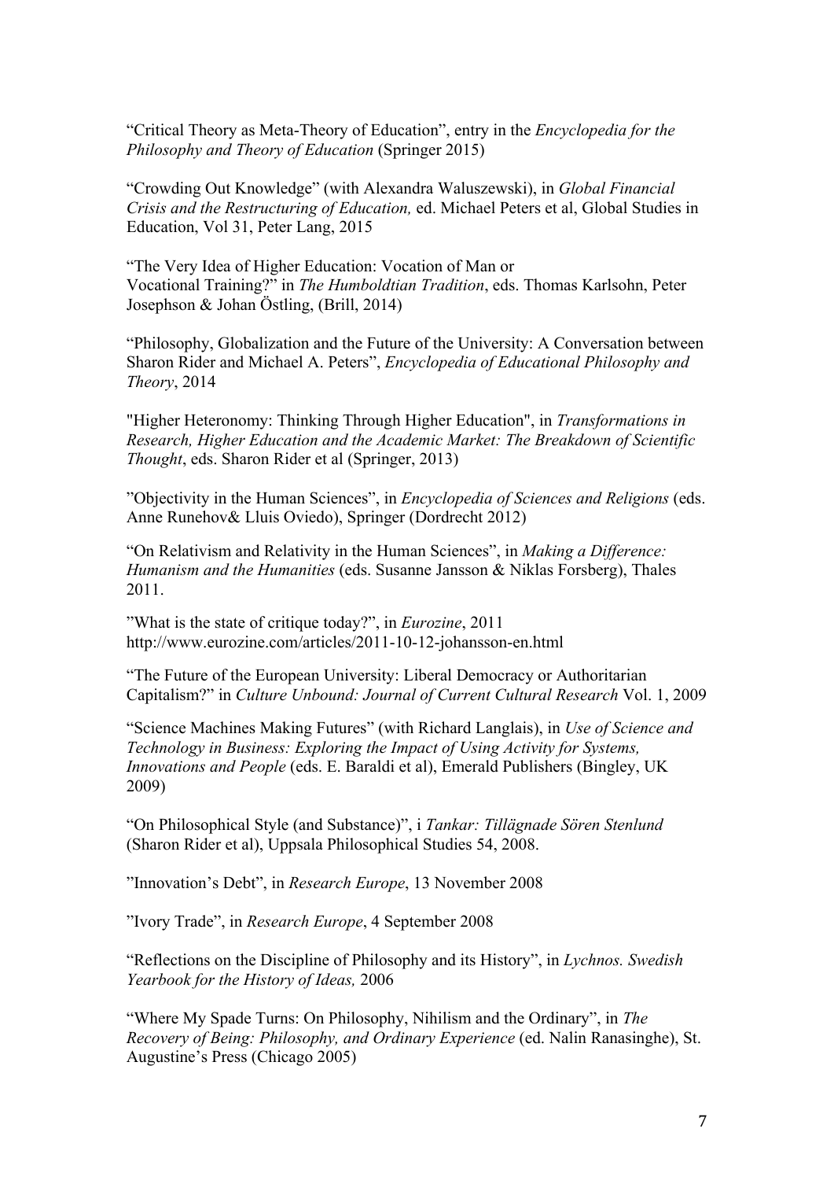"Critical Theory as Meta-Theory of Education", entry in the *Encyclopedia for the Philosophy and Theory of Education* (Springer 2015)

"Crowding Out Knowledge" (with Alexandra Waluszewski), in *Global Financial Crisis and the Restructuring of Education,* ed. Michael Peters et al, Global Studies in Education, Vol 31, Peter Lang, 2015

"The Very Idea of Higher Education: Vocation of Man or Vocational Training?" in *The Humboldtian Tradition*, eds. Thomas Karlsohn, Peter Josephson & Johan Östling, (Brill, 2014)

"Philosophy, Globalization and the Future of the University: A Conversation between Sharon Rider and Michael A. Peters", *Encyclopedia of Educational Philosophy and Theory*, 2014

"Higher Heteronomy: Thinking Through Higher Education", in *Transformations in Research, Higher Education and the Academic Market: The Breakdown of Scientific Thought*, eds. Sharon Rider et al (Springer, 2013)

"Objectivity in the Human Sciences", in *Encyclopedia of Sciences and Religions* (eds. Anne Runehov& Lluis Oviedo), Springer (Dordrecht 2012)

"On Relativism and Relativity in the Human Sciences", in *Making a Difference: Humanism and the Humanities* (eds. Susanne Jansson & Niklas Forsberg), Thales 2011.

"What is the state of critique today?", in *Eurozine*, 2011 http://www.eurozine.com/articles/2011-10-12-johansson-en.html

"The Future of the European University: Liberal Democracy or Authoritarian Capitalism?" in *Culture Unbound: Journal of Current Cultural Research* Vol. 1, 2009

"Science Machines Making Futures" (with Richard Langlais), in *Use of Science and Technology in Business: Exploring the Impact of Using Activity for Systems, Innovations and People* (eds. E. Baraldi et al), Emerald Publishers (Bingley, UK 2009)

"On Philosophical Style (and Substance)", i *Tankar: Tillägnade Sören Stenlund* (Sharon Rider et al), Uppsala Philosophical Studies 54, 2008.

"Innovation's Debt", in *Research Europe*, 13 November 2008

"Ivory Trade", in *Research Europe*, 4 September 2008

"Reflections on the Discipline of Philosophy and its History", in *Lychnos. Swedish Yearbook for the History of Ideas,* 2006

"Where My Spade Turns: On Philosophy, Nihilism and the Ordinary", in *The Recovery of Being: Philosophy, and Ordinary Experience* (ed. Nalin Ranasinghe), St. Augustine's Press (Chicago 2005)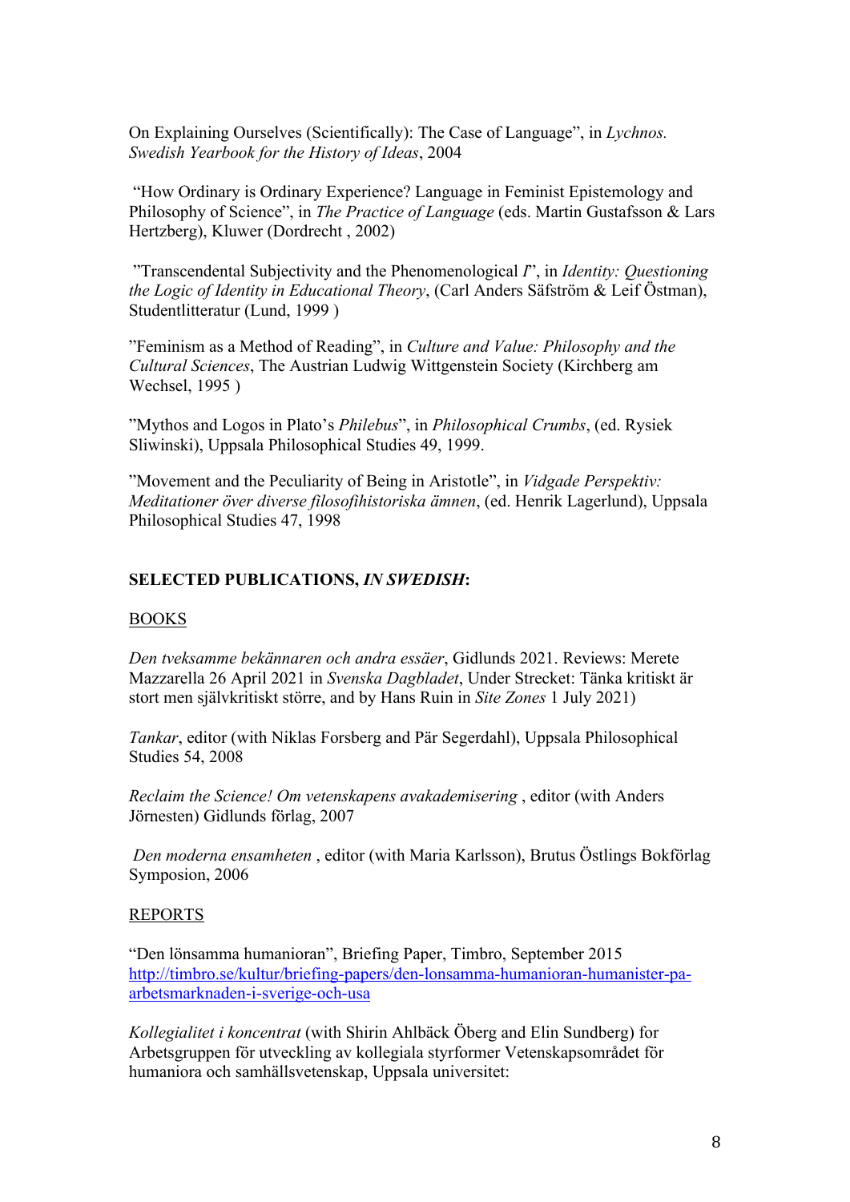On Explaining Ourselves (Scientifically): The Case of Language", in *Lychnos. Swedish Yearbook for the History of Ideas*, 2004

"How Ordinary is Ordinary Experience? Language in Feminist Epistemology and Philosophy of Science", in *The Practice of Language* (eds. Martin Gustafsson & Lars Hertzberg), Kluwer (Dordrecht , 2002)

"Transcendental Subjectivity and the Phenomenological *I*", in *Identity: Questioning the Logic of Identity in Educational Theory*, (Carl Anders Säfström & Leif Östman), Studentlitteratur (Lund, 1999 )

"Feminism as a Method of Reading", in *Culture and Value: Philosophy and the Cultural Sciences*, The Austrian Ludwig Wittgenstein Society (Kirchberg am Wechsel, 1995 )

"Mythos and Logos in Plato's *Philebus*", in *Philosophical Crumbs*, (ed. Rysiek Sliwinski), Uppsala Philosophical Studies 49, 1999.

"Movement and the Peculiarity of Being in Aristotle", in *Vidgade Perspektiv: Meditationer över diverse filosofihistoriska ämnen*, (ed. Henrik Lagerlund), Uppsala Philosophical Studies 47, 1998

**SELECTED PUBLICATIONS, *IN SWEDISH*:**

<u>BOOKS</u>

*Den tveksamme bekännaren och andra essäer*, Gidlunds 2021. Reviews: Merete Mazzarella 26 April 2021 in *Svenska Dagbladet*, Under Strecket: Tänka kritiskt är stort men självkritiskt större, and by Hans Ruin in *Site Zones* 1 July 2021)

*Tankar*, editor (with Niklas Forsberg and Pär Segerdahl), Uppsala Philosophical Studies 54, 2008

*Reclaim the Science! Om vetenskapens avakademisering* , editor (with Anders Jörnesten) Gidlunds förlag, 2007

*Den moderna ensamheten* , editor (with Maria Karlsson), Brutus Östlings Bokförlag Symposion, 2006

<u>REPORTS</u>

"Den lönsamma humanioran", Briefing Paper, Timbro, September 2015 http://timbro.se/kultur/briefing-papers/den-lonsamma-humanioran-humanister-pa-arbetsmarknaden-i-sverige-och-usa

*Kollegialitet i koncentrat* (with Shirin Ahlbäck Öberg and Elin Sundberg) for Arbetsgruppen för utveckling av kollegiala styrformer Vetenskapsområdet för humaniora och samhällsvetenskap, Uppsala universitet: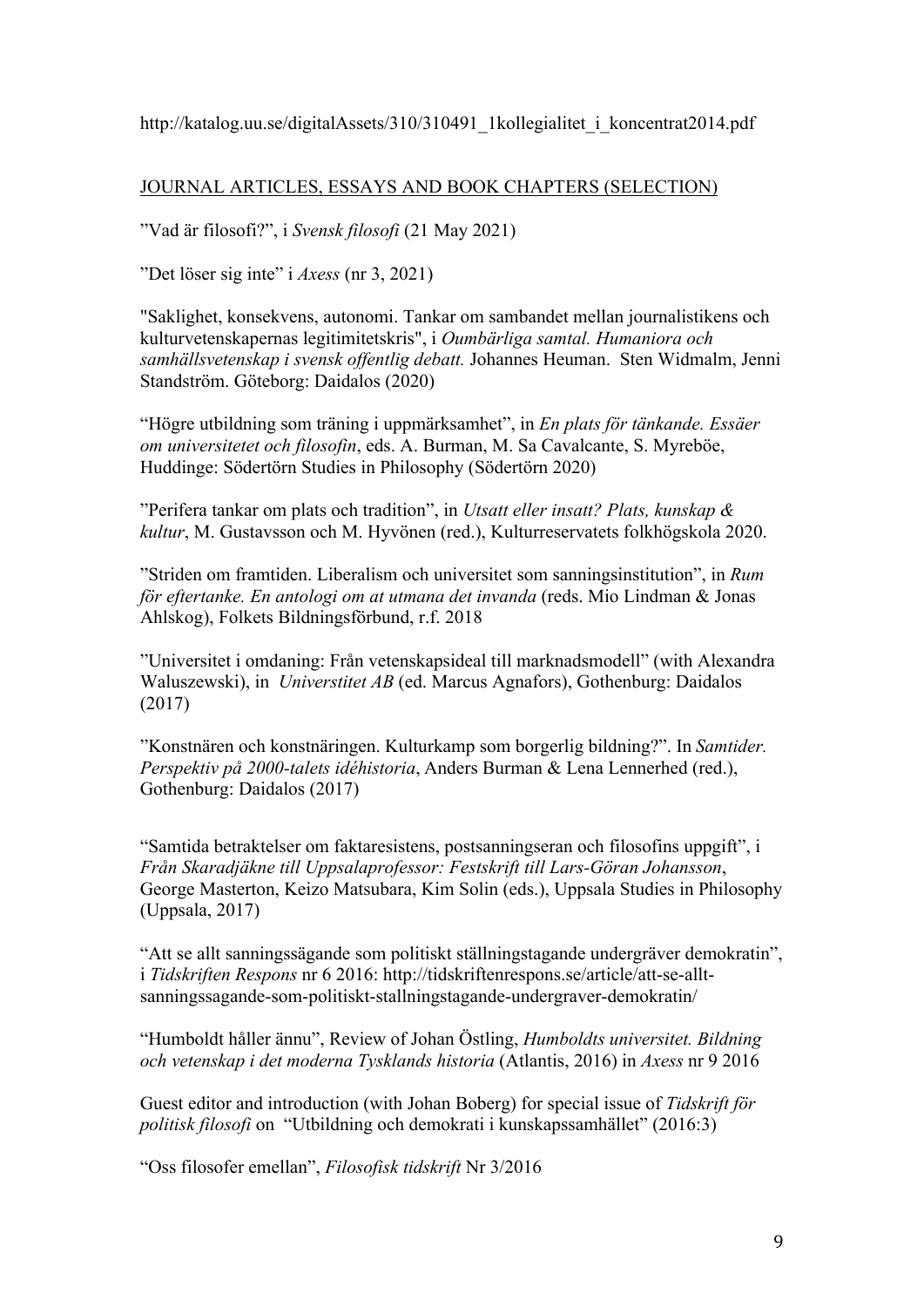http://katalog.uu.se/digitalAssets/310/310491_1kollegialitet_i_koncentrat2014.pdf

## JOURNAL ARTICLES, ESSAYS AND BOOK CHAPTERS (SELECTION)

”Vad är filosofi?”, i *Svensk filosofi* (21 May 2021)

”Det löser sig inte” i *Axess* (nr 3, 2021)

"Saklighet, konsekvens, autonomi. Tankar om sambandet mellan journalistikens och kulturvetenskapernas legitimitetskris", i *Oumbärliga samtal. Humaniora och samhällsvetenskap i svensk offentlig debatt.* Johannes Heuman. Sten Widmalm, Jenni Standström. Göteborg: Daidalos (2020)

“Högre utbildning som träning i uppmärksamhet”, in *En plats för tänkande. Essäer om universitetet och filosofin*, eds. A. Burman, M. Sa Cavalcante, S. Myreböe, Huddinge: Södertörn Studies in Philosophy (Södertörn 2020)

”Perifera tankar om plats och tradition”, in *Utsatt eller insatt? Plats, kunskap & kultur*, M. Gustavsson och M. Hyvönen (red.), Kulturreservatets folkhögskola 2020.

”Striden om framtiden. Liberalism och universitet som sanningsinstitution”, in *Rum för eftertanke. En antologi om at utmana det invanda* (reds. Mio Lindman & Jonas Ahlskog), Folkets Bildningsförbund, r.f. 2018

”Universitet i omdaning: Från vetenskapsideal till marknadsmodell” (with Alexandra Waluszewski), in *Universtitet AB* (ed. Marcus Agnafors), Gothenburg: Daidalos (2017)

”Konstnären och konstnäringen. Kulturkamp som borgerlig bildning?”. In *Samtider. Perspektiv på 2000-talets idéhistoria*, Anders Burman & Lena Lennerhed (red.), Gothenburg: Daidalos (2017)

“Samtida betraktelser om faktaresistens, postsanningseran och filosofins uppgift”, i *Från Skaradjäkne till Uppsalaprofessor: Festskrift till Lars-Göran Johansson*, George Masterton, Keizo Matsubara, Kim Solin (eds.), Uppsala Studies in Philosophy (Uppsala, 2017)

“Att se allt sanningssägande som politiskt ställningstagande undergräver demokratin”, i *Tidskriften Respons* nr 6 2016: http://tidskriftenrespons.se/article/att-se-allt-sanningssagande-som-politiskt-stallningstagande-undergraver-demokratin/

“Humboldt håller ännu”, Review of Johan Östling, *Humboldts universitet. Bildning och vetenskap i det moderna Tysklands historia* (Atlantis, 2016) in *Axess* nr 9 2016

Guest editor and introduction (with Johan Boberg) for special issue of *Tidskrift för politisk filosofi* on “Utbildning och demokrati i kunskapssamhället” (2016:3)

“Oss filosofer emellan”, *Filosofisk tidskrift* Nr 3/2016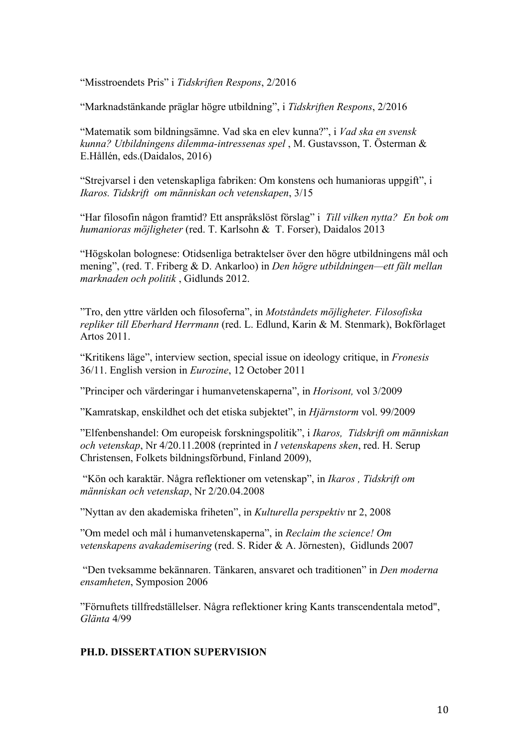"Misstroendets Pris" i *Tidskriften Respons*, 2/2016

"Marknadstänkande präglar högre utbildning", i *Tidskriften Respons*, 2/2016

"Matematik som bildningsämne. Vad ska en elev kunna?", i *Vad ska en svensk kunna? Utbildningens dilemma-intressenas spel* , M. Gustavsson, T. Österman & E.Hållén, eds.(Daidalos, 2016)

"Strejvarsel i den vetenskapliga fabriken: Om konstens och humanioras uppgift", i *Ikaros. Tidskrift om människan och vetenskapen*, 3/15

"Har filosofin någon framtid? Ett anspråkslöst förslag" i *Till vilken nytta? En bok om humanioras möjligheter* (red. T. Karlsohn & T. Forser), Daidalos 2013

"Högskolan bolognese: Otidsenliga betraktelser över den högre utbildningens mål och mening", (red. T. Friberg & D. Ankarloo) in *Den högre utbildningen—ett fält mellan marknaden och politik* , Gidlunds 2012.

"Tro, den yttre världen och filosoferna", in *Motståndets möjligheter. Filosofiska repliker till Eberhard Herrmann* (red. L. Edlund, Karin & M. Stenmark), Bokförlaget Artos 2011.

"Kritikens läge", interview section, special issue on ideology critique, in *Fronesis* 36/11. English version in *Eurozine*, 12 October 2011

"Principer och värderingar i humanvetenskaperna", in *Horisont,* vol 3/2009

"Kamratskap, enskildhet och det etiska subjektet", in *Hjärnstorm* vol. 99/2009

"Elfenbenshandel: Om europeisk forskningspolitik", i *Ikaros, Tidskrift om människan och vetenskap*, Nr 4/20.11.2008 (reprinted in *I vetenskapens sken*, red. H. Serup Christensen, Folkets bildningsförbund, Finland 2009),

"Kön och karaktär. Några reflektioner om vetenskap", in *Ikaros , Tidskrift om människan och vetenskap*, Nr 2/20.04.2008

"Nyttan av den akademiska friheten", in *Kulturella perspektiv* nr 2, 2008

"Om medel och mål i humanvetenskaperna", in *Reclaim the science! Om vetenskapens avakademisering* (red. S. Rider & A. Jörnesten), Gidlunds 2007

"Den tveksamme bekännaren. Tänkaren, ansvaret och traditionen" in *Den moderna ensamheten*, Symposion 2006

"Förnuftets tillfredställelser. Några reflektioner kring Kants transcendentala metod", *Glänta* 4/99

**PH.D. DISSERTATION SUPERVISION**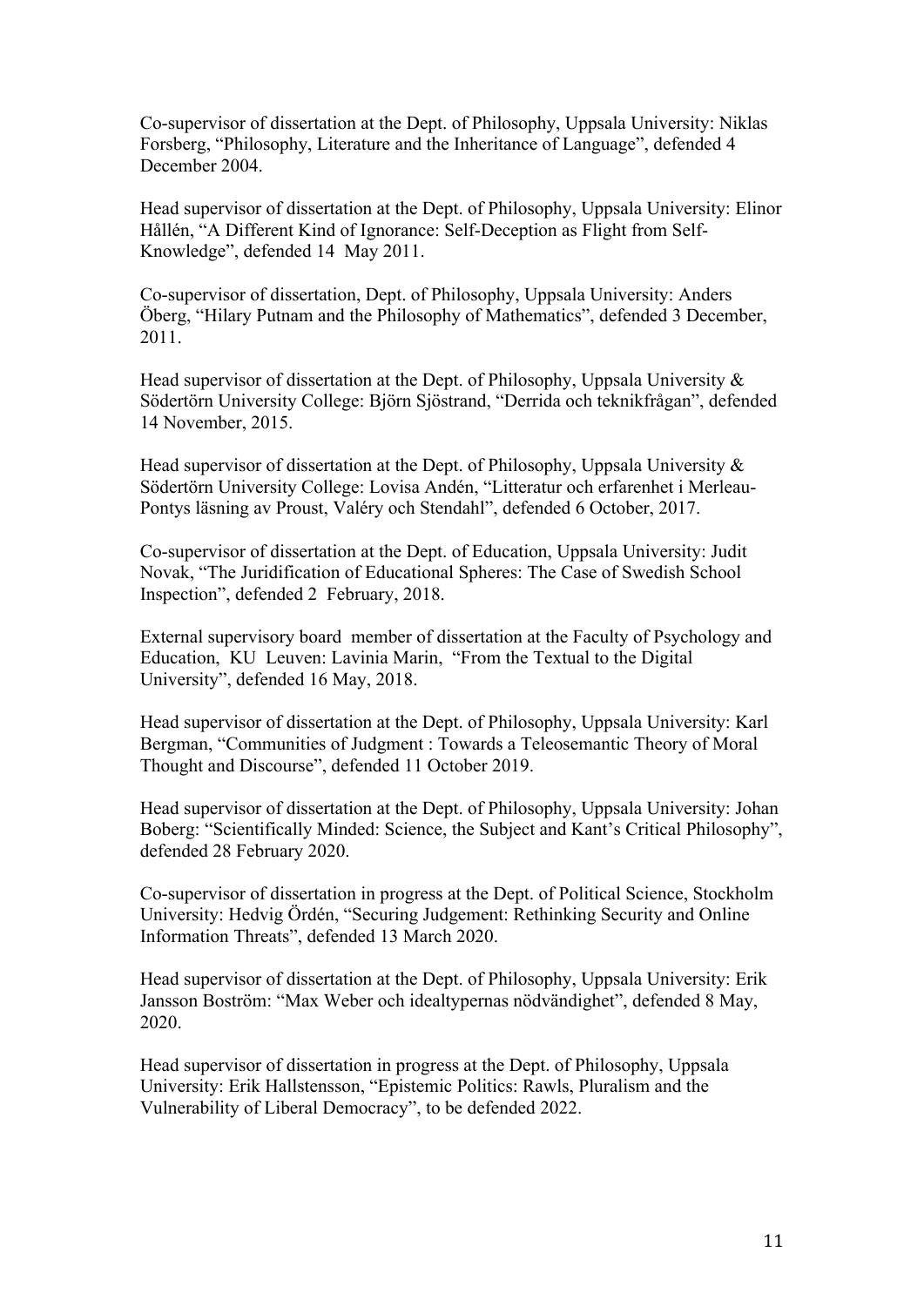Co-supervisor of dissertation at the Dept. of Philosophy, Uppsala University: Niklas Forsberg, "Philosophy, Literature and the Inheritance of Language", defended 4 December 2004.

Head supervisor of dissertation at the Dept. of Philosophy, Uppsala University: Elinor Hållén, "A Different Kind of Ignorance: Self-Deception as Flight from Self-Knowledge", defended 14 May 2011.

Co-supervisor of dissertation, Dept. of Philosophy, Uppsala University: Anders Öberg, "Hilary Putnam and the Philosophy of Mathematics", defended 3 December, 2011.

Head supervisor of dissertation at the Dept. of Philosophy, Uppsala University & Södertörn University College: Björn Sjöstrand, "Derrida och teknikfrågan", defended 14 November, 2015.

Head supervisor of dissertation at the Dept. of Philosophy, Uppsala University & Södertörn University College: Lovisa Andén, "Litteratur och erfarenhet i Merleau-Pontys läsning av Proust, Valéry och Stendahl", defended 6 October, 2017.

Co-supervisor of dissertation at the Dept. of Education, Uppsala University: Judit Novak, "The Juridification of Educational Spheres: The Case of Swedish School Inspection", defended 2 February, 2018.

External supervisory board member of dissertation at the Faculty of Psychology and Education, KU Leuven: Lavinia Marin, "From the Textual to the Digital University", defended 16 May, 2018.

Head supervisor of dissertation at the Dept. of Philosophy, Uppsala University: Karl Bergman, "Communities of Judgment : Towards a Teleosemantic Theory of Moral Thought and Discourse", defended 11 October 2019.

Head supervisor of dissertation at the Dept. of Philosophy, Uppsala University: Johan Boberg: "Scientifically Minded: Science, the Subject and Kant's Critical Philosophy", defended 28 February 2020.

Co-supervisor of dissertation in progress at the Dept. of Political Science, Stockholm University: Hedvig Ördén, "Securing Judgement: Rethinking Security and Online Information Threats", defended 13 March 2020.

Head supervisor of dissertation at the Dept. of Philosophy, Uppsala University: Erik Jansson Boström: "Max Weber och idealtypernas nödvändighet", defended 8 May, 2020.

Head supervisor of dissertation in progress at the Dept. of Philosophy, Uppsala University: Erik Hallstensson, "Epistemic Politics: Rawls, Pluralism and the Vulnerability of Liberal Democracy", to be defended 2022.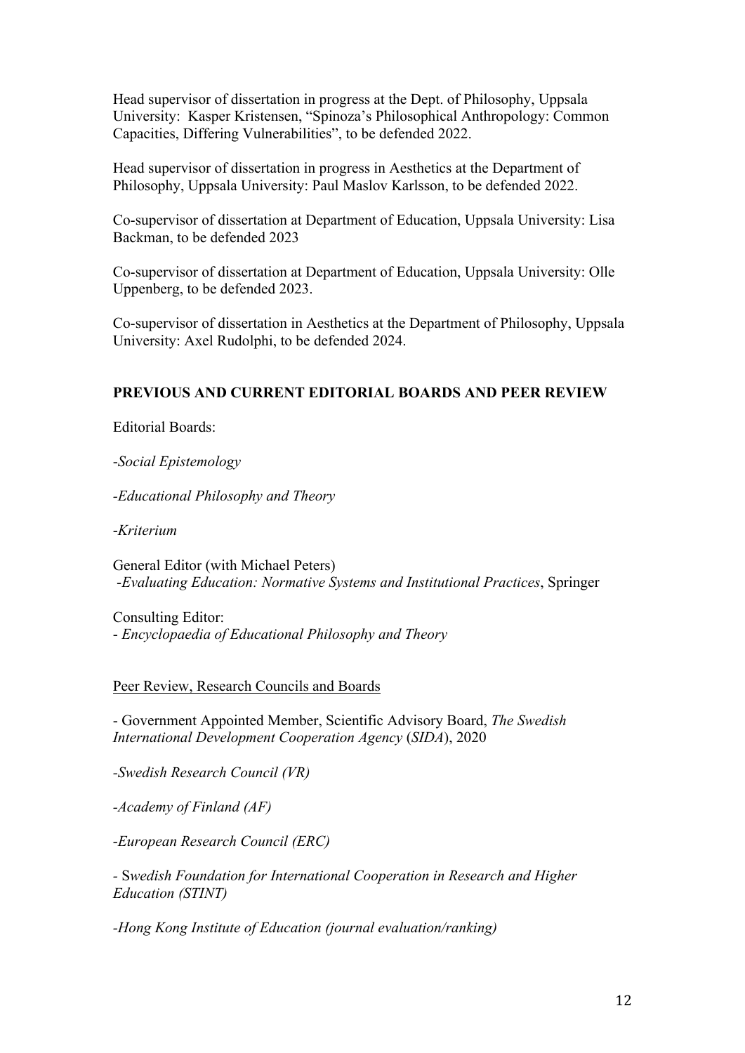Head supervisor of dissertation in progress at the Dept. of Philosophy, Uppsala University: Kasper Kristensen, "Spinoza's Philosophical Anthropology: Common Capacities, Differing Vulnerabilities", to be defended 2022.

Head supervisor of dissertation in progress in Aesthetics at the Department of Philosophy, Uppsala University: Paul Maslov Karlsson, to be defended 2022.

Co-supervisor of dissertation at Department of Education, Uppsala University: Lisa Backman, to be defended 2023

Co-supervisor of dissertation at Department of Education, Uppsala University: Olle Uppenberg, to be defended 2023.

Co-supervisor of dissertation in Aesthetics at the Department of Philosophy, Uppsala University: Axel Rudolphi, to be defended 2024.

## PREVIOUS AND CURRENT EDITORIAL BOARDS AND PEER REVIEW

Editorial Boards:

-*Social Epistemology*

-*Educational Philosophy and Theory*

-*Kriterium*

General Editor (with Michael Peters)
-*Evaluating Education: Normative Systems and Institutional Practices*, Springer

Consulting Editor:
- *Encyclopaedia of Educational Philosophy and Theory*

Peer Review, Research Councils and Boards

- Government Appointed Member, Scientific Advisory Board, *The Swedish International Development Cooperation Agency* (*SIDA*), 2020

-*Swedish Research Council (VR)*

-*Academy of Finland (AF)*

-*European Research Council (ERC)*

- *Swedish Foundation for International Cooperation in Research and Higher Education (STINT)*

-*Hong Kong Institute of Education (journal evaluation/ranking)*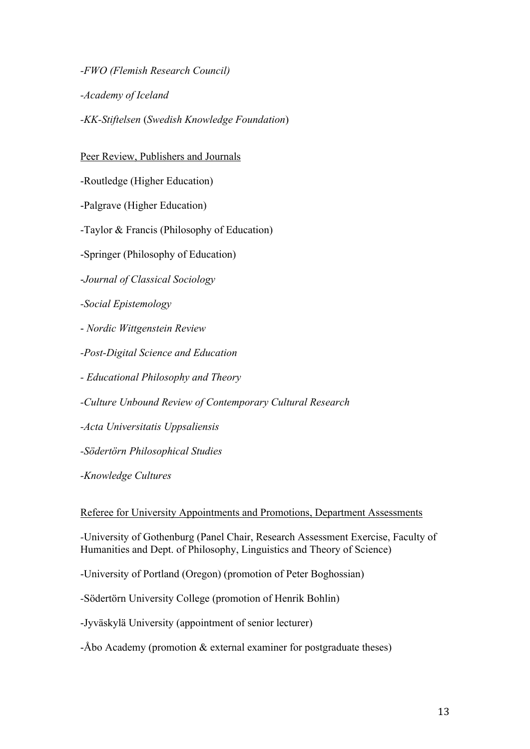-*FWO (Flemish Research Council)*

-*Academy of Iceland*

-*KK-Stiftelsen* (*Swedish Knowledge Foundation*)

<u>Peer Review, Publishers and Journals</u>

-Routledge (Higher Education)

-Palgrave (Higher Education)

-Taylor & Francis (Philosophy of Education)

-Springer (Philosophy of Education)

-*Journal of Classical Sociology*

-*Social Epistemology*

- *Nordic Wittgenstein Review*

-*Post-Digital Science and Education*

- *Educational Philosophy and Theory*

-*Culture Unbound Review of Contemporary Cultural Research*

-*Acta Universitatis Uppsaliensis*

-*Södertörn Philosophical Studies*

-*Knowledge Cultures*

<u>Referee for University Appointments and Promotions, Department Assessments</u>

-University of Gothenburg (Panel Chair, Research Assessment Exercise, Faculty of Humanities and Dept. of Philosophy, Linguistics and Theory of Science)

-University of Portland (Oregon) (promotion of Peter Boghossian)

-Södertörn University College (promotion of Henrik Bohlin)

-Jyväskylä University (appointment of senior lecturer)

-Åbo Academy (promotion & external examiner for postgraduate theses)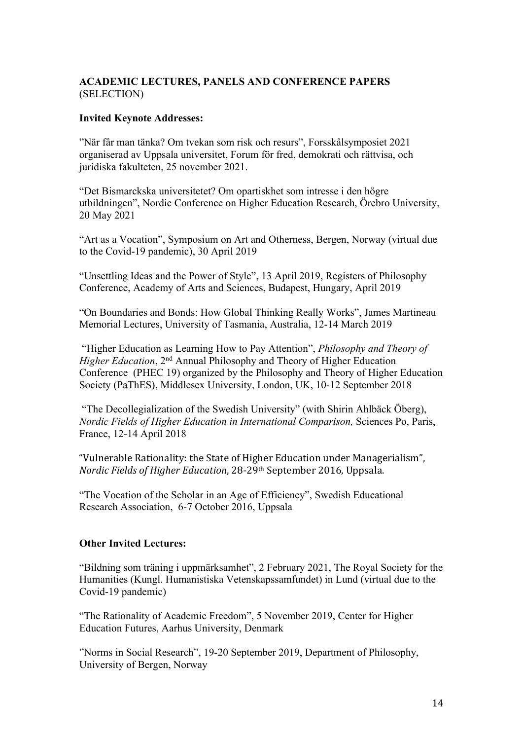**ACADEMIC LECTURES, PANELS AND CONFERENCE PAPERS**
(SELECTION)

**Invited Keynote Addresses:**

”När får man tänka? Om tvekan som risk och resurs”, Forsskålsymposiet 2021 organiserad av Uppsala universitet, Forum för fred, demokrati och rättvisa, och juridiska fakulteten, 25 november 2021.

“Det Bismarckska universitetet? Om opartiskhet som intresse i den högre utbildningen”, Nordic Conference on Higher Education Research, Örebro University, 20 May 2021

“Art as a Vocation”, Symposium on Art and Otherness, Bergen, Norway (virtual due to the Covid-19 pandemic), 30 April 2019

“Unsettling Ideas and the Power of Style”, 13 April 2019, Registers of Philosophy Conference, Academy of Arts and Sciences, Budapest, Hungary, April 2019

“On Boundaries and Bonds: How Global Thinking Really Works”, James Martineau Memorial Lectures, University of Tasmania, Australia, 12-14 March 2019

“Higher Education as Learning How to Pay Attention”, *Philosophy and Theory of Higher Education*, 2nd Annual Philosophy and Theory of Higher Education Conference (PHEC 19) organized by the Philosophy and Theory of Higher Education Society (PaThES), Middlesex University, London, UK, 10-12 September 2018

“The Decollegialization of the Swedish University” (with Shirin Ahlbäck Öberg), *Nordic Fields of Higher Education in International Comparison,* Sciences Po, Paris, France, 12-14 April 2018

“Vulnerable Rationality: the State of Higher Education under Managerialism”, *Nordic Fields of Higher Education*, 28-29th September 2016, Uppsala.

“The Vocation of the Scholar in an Age of Efficiency”, Swedish Educational Research Association, 6-7 October 2016, Uppsala

**Other Invited Lectures:**

“Bildning som träning i uppmärksamhet”, 2 February 2021, The Royal Society for the Humanities (Kungl. Humanistiska Vetenskapssamfundet) in Lund (virtual due to the Covid-19 pandemic)

“The Rationality of Academic Freedom”, 5 November 2019, Center for Higher Education Futures, Aarhus University, Denmark

”Norms in Social Research”, 19-20 September 2019, Department of Philosophy, University of Bergen, Norway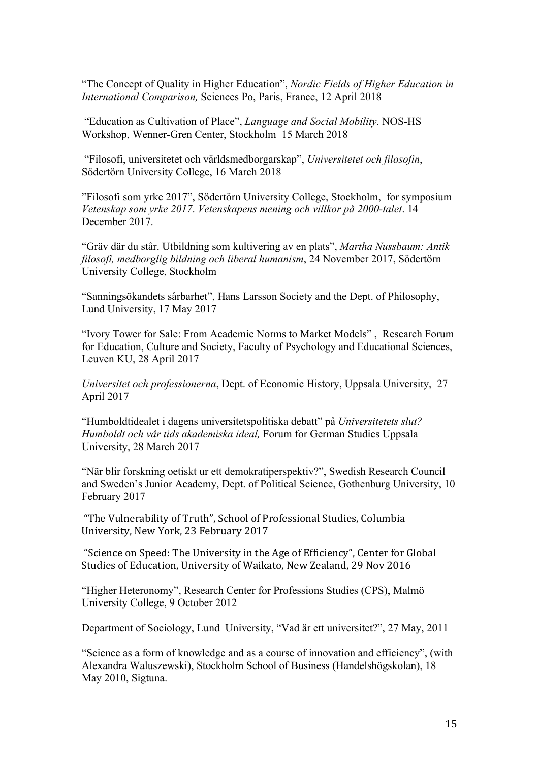"The Concept of Quality in Higher Education", *Nordic Fields of Higher Education in International Comparison,* Sciences Po, Paris, France, 12 April 2018

"Education as Cultivation of Place", *Language and Social Mobility.* NOS-HS Workshop, Wenner-Gren Center, Stockholm 15 March 2018

"Filosofi, universitetet och världsmedborgarskap", *Universitetet och filosofin*, Södertörn University College, 16 March 2018

"Filosofi som yrke 2017", Södertörn University College, Stockholm, for symposium *Vetenskap som yrke 2017*. *Vetenskapens mening och villkor på 2000-talet*. 14 December 2017.

"Gräv där du står. Utbildning som kultivering av en plats", *Martha Nussbaum: Antik filosofi, medborglig bildning och liberal humanism*, 24 November 2017, Södertörn University College, Stockholm

"Sanningsökandets sårbarhet", Hans Larsson Society and the Dept. of Philosophy, Lund University, 17 May 2017

"Ivory Tower for Sale: From Academic Norms to Market Models" , Research Forum for Education, Culture and Society, Faculty of Psychology and Educational Sciences, Leuven KU, 28 April 2017

*Universitet och professionerna*, Dept. of Economic History, Uppsala University, 27 April 2017

"Humboldtidealet i dagens universitetspolitiska debatt" på *Universitetets slut? Humboldt och vår tids akademiska ideal,* Forum for German Studies Uppsala University, 28 March 2017

"När blir forskning oetiskt ur ett demokratiperspektiv?", Swedish Research Council and Sweden's Junior Academy, Dept. of Political Science, Gothenburg University, 10 February 2017

"The Vulnerability of Truth", School of Professional Studies, Columbia University, New York, 23 February 2017

"Science on Speed: The University in the Age of Efficiency", Center for Global Studies of Education, University of Waikato, New Zealand, 29 Nov 2016

"Higher Heteronomy", Research Center for Professions Studies (CPS), Malmö University College, 9 October 2012

Department of Sociology, Lund University, "Vad är ett universitet?", 27 May, 2011

"Science as a form of knowledge and as a course of innovation and efficiency", (with Alexandra Waluszewski), Stockholm School of Business (Handelshögskolan), 18 May 2010, Sigtuna.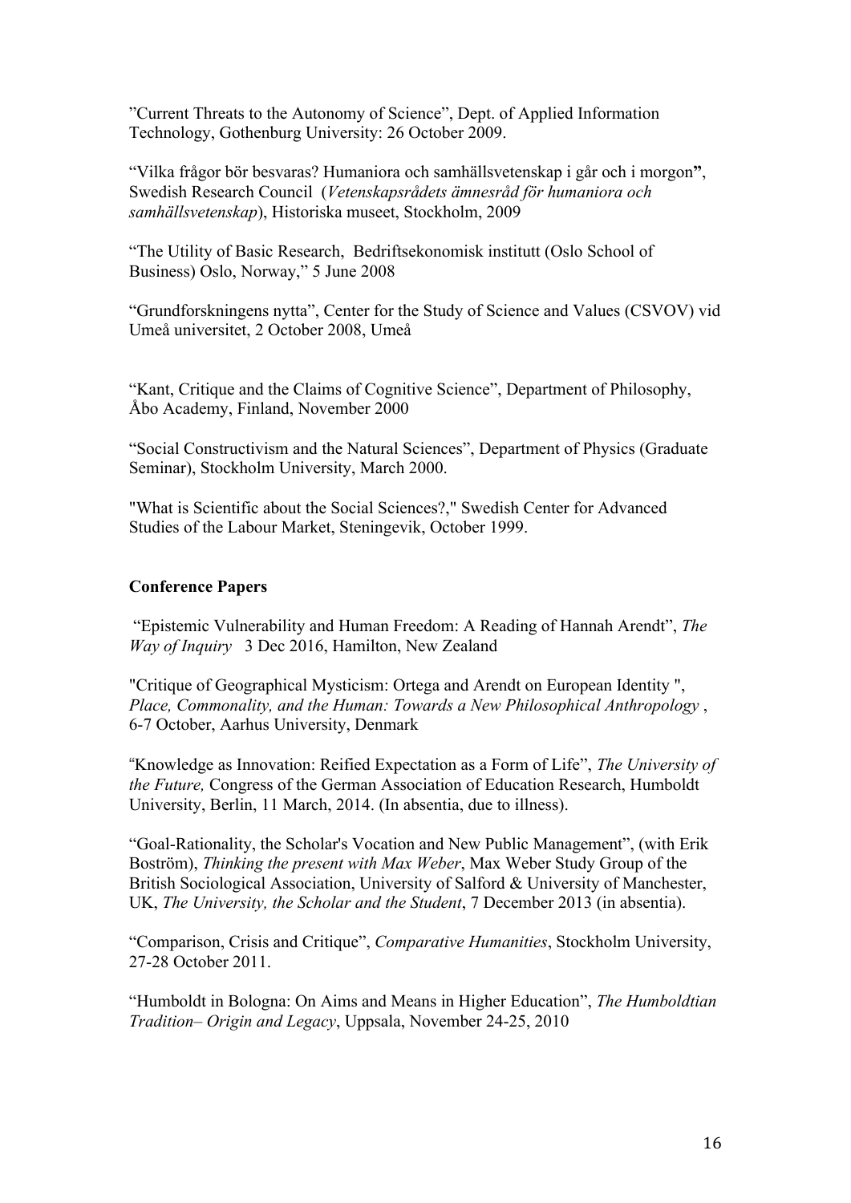"Current Threats to the Autonomy of Science", Dept. of Applied Information Technology, Gothenburg University: 26 October 2009.

"Vilka frågor bör besvaras? Humaniora och samhällsvetenskap i går och i morgon**"**, Swedish Research Council (*Vetenskapsrådets ämnesråd för humaniora och samhällsvetenskap*), Historiska museet, Stockholm, 2009

"The Utility of Basic Research, Bedriftsekonomisk institutt (Oslo School of Business) Oslo, Norway," 5 June 2008

"Grundforskningens nytta", Center for the Study of Science and Values (CSVOV) vid Umeå universitet, 2 October 2008, Umeå

"Kant, Critique and the Claims of Cognitive Science", Department of Philosophy, Åbo Academy, Finland, November 2000

"Social Constructivism and the Natural Sciences", Department of Physics (Graduate Seminar), Stockholm University, March 2000.

"What is Scientific about the Social Sciences?," Swedish Center for Advanced Studies of the Labour Market, Steningevik, October 1999.

**Conference Papers**

"Epistemic Vulnerability and Human Freedom: A Reading of Hannah Arendt", *The Way of Inquiry* 3 Dec 2016, Hamilton, New Zealand

"Critique of Geographical Mysticism: Ortega and Arendt on European Identity ", *Place, Commonality, and the Human: Towards a New Philosophical Anthropology* , 6-7 October, Aarhus University, Denmark

"Knowledge as Innovation: Reified Expectation as a Form of Life", *The University of the Future,* Congress of the German Association of Education Research, Humboldt University, Berlin, 11 March, 2014. (In absentia, due to illness).

"Goal-Rationality, the Scholar's Vocation and New Public Management", (with Erik Boström), *Thinking the present with Max Weber*, Max Weber Study Group of the British Sociological Association, University of Salford & University of Manchester, UK, *The University, the Scholar and the Student*, 7 December 2013 (in absentia).

"Comparison, Crisis and Critique", *Comparative Humanities*, Stockholm University, 27-28 October 2011.

"Humboldt in Bologna: On Aims and Means in Higher Education", *The Humboldtian Tradition– Origin and Legacy*, Uppsala, November 24-25, 2010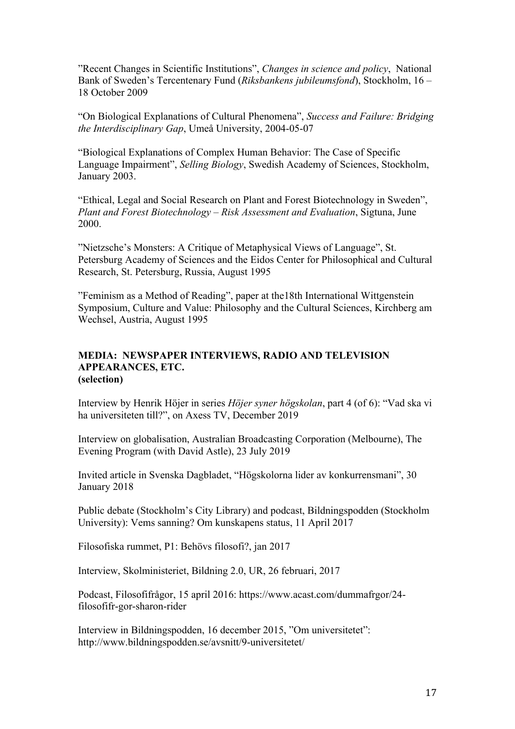”Recent Changes in Scientific Institutions”, *Changes in science and policy*, National Bank of Sweden's Tercentenary Fund (*Riksbankens jubileumsfond*), Stockholm, 16 – 18 October 2009

“On Biological Explanations of Cultural Phenomena”, *Success and Failure: Bridging the Interdisciplinary Gap*, Umeå University, 2004-05-07

“Biological Explanations of Complex Human Behavior: The Case of Specific Language Impairment”, *Selling Biology*, Swedish Academy of Sciences, Stockholm, January 2003.

“Ethical, Legal and Social Research on Plant and Forest Biotechnology in Sweden”, *Plant and Forest Biotechnology – Risk Assessment and Evaluation*, Sigtuna, June 2000.

”Nietzsche's Monsters: A Critique of Metaphysical Views of Language”, St. Petersburg Academy of Sciences and the Eidos Center for Philosophical and Cultural Research, St. Petersburg, Russia, August 1995

”Feminism as a Method of Reading”, paper at the18th International Wittgenstein Symposium, Culture and Value: Philosophy and the Cultural Sciences, Kirchberg am Wechsel, Austria, August 1995

**MEDIA: NEWSPAPER INTERVIEWS, RADIO AND TELEVISION APPEARANCES, ETC.**
**(selection)**

Interview by Henrik Höjer in series *Höjer syner högskolan*, part 4 (of 6): “Vad ska vi ha universiteten till?”, on Axess TV, December 2019

Interview on globalisation, Australian Broadcasting Corporation (Melbourne), The Evening Program (with David Astle), 23 July 2019

Invited article in Svenska Dagbladet, “Högskolorna lider av konkurrensmani”, 30 January 2018

Public debate (Stockholm's City Library) and podcast, Bildningspodden (Stockholm University): Vems sanning? Om kunskapens status, 11 April 2017

Filosofiska rummet, P1: Behövs filosofi?, jan 2017

Interview, Skolministeriet, Bildning 2.0, UR, 26 februari, 2017

Podcast, Filosofifrågor, 15 april 2016: https://www.acast.com/dummafrgor/24-filosofifr-gor-sharon-rider

Interview in Bildningspodden, 16 december 2015, ”Om universitetet”: http://www.bildningspodden.se/avsnitt/9-universitetet/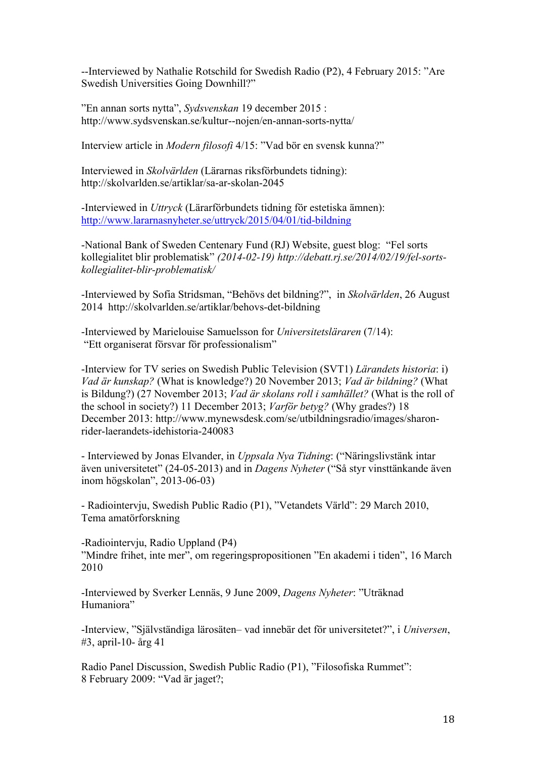--Interviewed by Nathalie Rotschild for Swedish Radio (P2), 4 February 2015: ”Are Swedish Universities Going Downhill?”

”En annan sorts nytta”, *Sydsvenskan* 19 december 2015 : http://www.sydsvenskan.se/kultur--nojen/en-annan-sorts-nytta/

Interview article in *Modern filosofi* 4/15: ”Vad bör en svensk kunna?”

Interviewed in *Skolvärlden* (Lärarnas riksförbundets tidning): http://skolvarlden.se/artiklar/sa-ar-skolan-2045

-Interviewed in *Uttryck* (Lärarförbundets tidning för estetiska ämnen): http://www.lararnasnyheter.se/uttryck/2015/04/01/tid-bildning

-National Bank of Sweden Centenary Fund (RJ) Website, guest blog: “Fel sorts kollegialitet blir problematisk” *(2014-02-19) http://debatt.rj.se/2014/02/19/fel-sorts-kollegialitet-blir-problematisk/*

-Interviewed by Sofia Stridsman, “Behövs det bildning?”, in *Skolvärlden*, 26 August 2014 http://skolvarlden.se/artiklar/behovs-det-bildning

-Interviewed by Marielouise Samuelsson for *Universitetsläraren* (7/14): “Ett organiserat försvar för professionalism”

-Interview for TV series on Swedish Public Television (SVT1) *Lärandets historia*: i) *Vad är kunskap?* (What is knowledge?) 20 November 2013; *Vad är bildning?* (What is Bildung?) (27 November 2013; *Vad är skolans roll i samhället?* (What is the roll of the school in society?) 11 December 2013; *Varför betyg?* (Why grades?) 18 December 2013: http://www.mynewsdesk.com/se/utbildningsradio/images/sharon-rider-laerandets-idehistoria-240083

- Interviewed by Jonas Elvander, in *Uppsala Nya Tidning*: (“Näringslivstänk intar även universitetet” (24-05-2013) and in *Dagens Nyheter* (“Så styr vinsttänkande även inom högskolan”, 2013-06-03)

- Radiointervju, Swedish Public Radio (P1), ”Vetandets Värld”: 29 March 2010, Tema amatörforskning

-Radiointervju, Radio Uppland (P4)
”Mindre frihet, inte mer”, om regeringspropositionen ”En akademi i tiden”, 16 March 2010

-Interviewed by Sverker Lennäs, 9 June 2009, *Dagens Nyheter*: ”Uträknad Humaniora”

-Interview, ”Självständiga lärosäten– vad innebär det för universitetet?”, i *Universen*, #3, april-10- årg 41

Radio Panel Discussion, Swedish Public Radio (P1), ”Filosofiska Rummet”:
8 February 2009: “Vad är jaget?;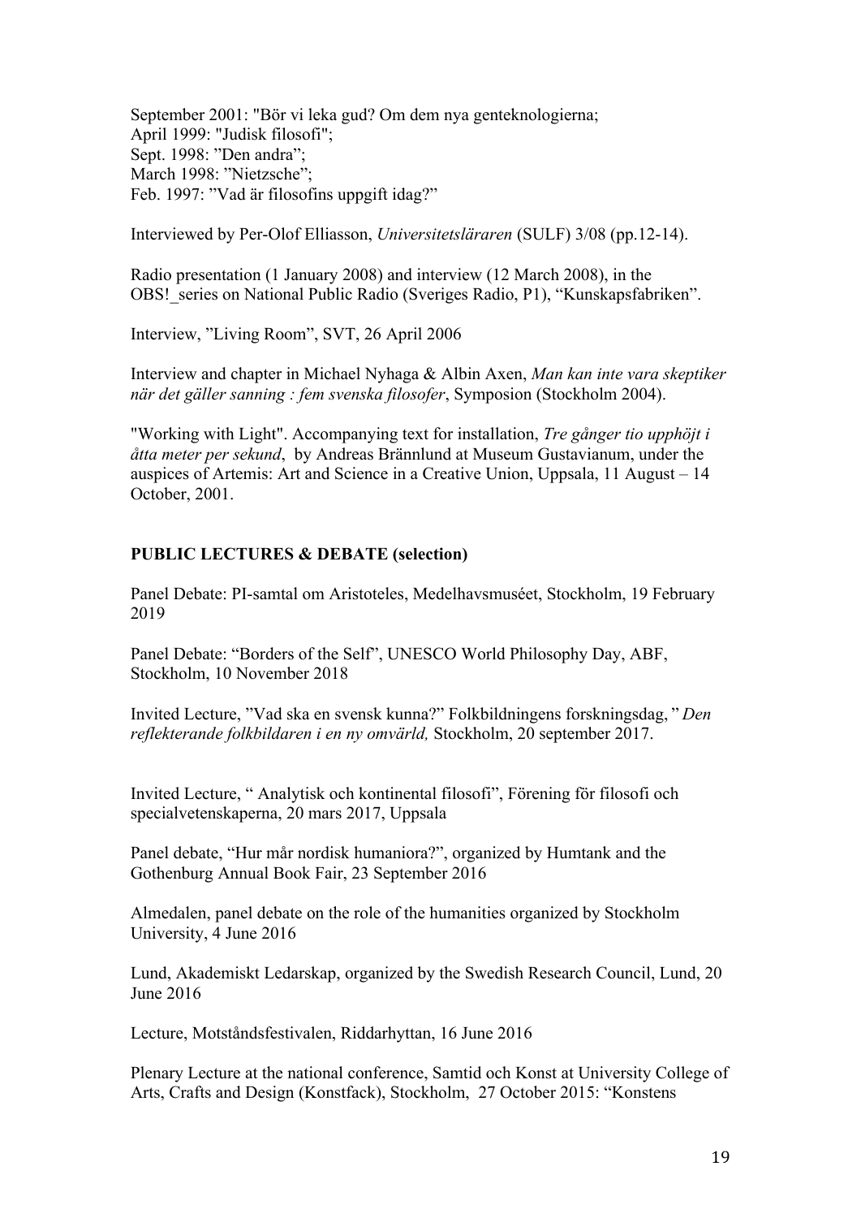September 2001: "Bör vi leka gud? Om dem nya genteknologierna;
April 1999: "Judisk filosofi";
Sept. 1998: ”Den andra”;
March 1998: ”Nietzsche”;
Feb. 1997: ”Vad är filosofins uppgift idag?”

Interviewed by Per-Olof Elliasson, *Universitetsläraren* (SULF) 3/08 (pp.12-14).

Radio presentation (1 January 2008) and interview (12 March 2008), in the OBS!_series on National Public Radio (Sveriges Radio, P1), “Kunskapsfabriken”.

Interview, ”Living Room”, SVT, 26 April 2006

Interview and chapter in Michael Nyhaga & Albin Axen, *Man kan inte vara skeptiker när det gäller sanning : fem svenska filosofer*, Symposion (Stockholm 2004).

"Working with Light". Accompanying text for installation, *Tre gånger tio upphöjt i åtta meter per sekund*, by Andreas Brännlund at Museum Gustavianum, under the auspices of Artemis: Art and Science in a Creative Union, Uppsala, 11 August – 14 October, 2001.

**PUBLIC LECTURES & DEBATE (selection)**

Panel Debate: PI-samtal om Aristoteles, Medelhavsmuséet, Stockholm, 19 February 2019

Panel Debate: “Borders of the Self”, UNESCO World Philosophy Day, ABF, Stockholm, 10 November 2018

Invited Lecture, ”Vad ska en svensk kunna?” Folkbildningens forskningsdag, ” *Den reflekterande folkbildaren i en ny omvärld,* Stockholm, 20 september 2017.

Invited Lecture, “ Analytisk och kontinental filosofi”, Förening för filosofi och specialvetenskaperna, 20 mars 2017, Uppsala

Panel debate, “Hur mår nordisk humaniora?”, organized by Humtank and the Gothenburg Annual Book Fair, 23 September 2016

Almedalen, panel debate on the role of the humanities organized by Stockholm University, 4 June 2016

Lund, Akademiskt Ledarskap, organized by the Swedish Research Council, Lund, 20 June 2016

Lecture, Motståndsfestivalen, Riddarhyttan, 16 June 2016

Plenary Lecture at the national conference, Samtid och Konst at University College of Arts, Crafts and Design (Konstfack), Stockholm, 27 October 2015: “Konstens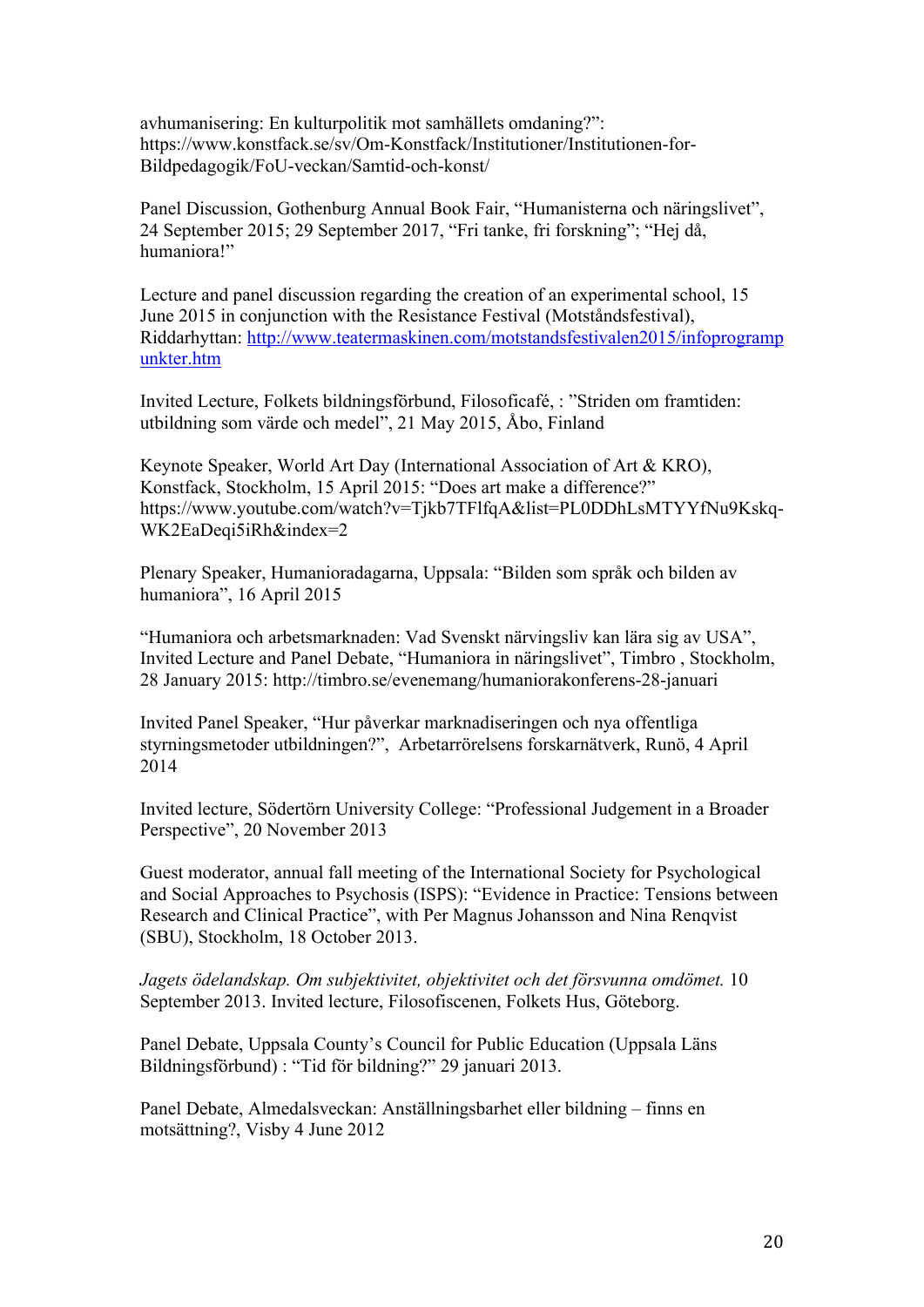avhumanisering: En kulturpolitik mot samhällets omdaning?": https://www.konstfack.se/sv/Om-Konstfack/Institutioner/Institutionen-for-Bildpedagogik/FoU-veckan/Samtid-och-konst/

Panel Discussion, Gothenburg Annual Book Fair, "Humanisterna och näringslivet", 24 September 2015; 29 September 2017, "Fri tanke, fri forskning"; "Hej då, humaniora!"

Lecture and panel discussion regarding the creation of an experimental school, 15 June 2015 in conjunction with the Resistance Festival (Motståndsfestival), Riddarhyttan: [http://www.teatermaskinen.com/motstandsfestivalen2015/infoprogrampunkter.htm](http://www.teatermaskinen.com/motstandsfestivalen2015/infoprogrampunkter.htm)

Invited Lecture, Folkets bildningsförbund, Filosoficafé, : "Striden om framtiden: utbildning som värde och medel", 21 May 2015, Åbo, Finland

Keynote Speaker, World Art Day (International Association of Art & KRO), Konstfack, Stockholm, 15 April 2015: "Does art make a difference?" https://www.youtube.com/watch?v=Tjkb7TFlfqA&list=PL0DDhLsMTYYfNu9Kskq-WK2EaDeqi5iRh&index=2

Plenary Speaker, Humanioradagarna, Uppsala: "Bilden som språk och bilden av humaniora", 16 April 2015

"Humaniora och arbetsmarknaden: Vad Svenskt närvingsliv kan lära sig av USA", Invited Lecture and Panel Debate, "Humaniora in näringslivet", Timbro , Stockholm, 28 January 2015: http://timbro.se/evenemang/humaniorakonferens-28-januari

Invited Panel Speaker, "Hur påverkar marknadiseringen och nya offentliga styrningsmetoder utbildningen?", Arbetarrörelsens forskarnätverk, Runö, 4 April 2014

Invited lecture, Södertörn University College: "Professional Judgement in a Broader Perspective", 20 November 2013

Guest moderator, annual fall meeting of the International Society for Psychological and Social Approaches to Psychosis (ISPS): "Evidence in Practice: Tensions between Research and Clinical Practice", with Per Magnus Johansson and Nina Renqvist (SBU), Stockholm, 18 October 2013.

*Jagets ödelandskap. Om subjektivitet, objektivitet och det försvunna omdömet.* 10 September 2013. Invited lecture, Filosofiscenen, Folkets Hus, Göteborg.

Panel Debate, Uppsala County's Council for Public Education (Uppsala Läns Bildningsförbund) : "Tid för bildning?" 29 januari 2013.

Panel Debate, Almedalsveckan: Anställningsbarhet eller bildning – finns en motsättning?, Visby 4 June 2012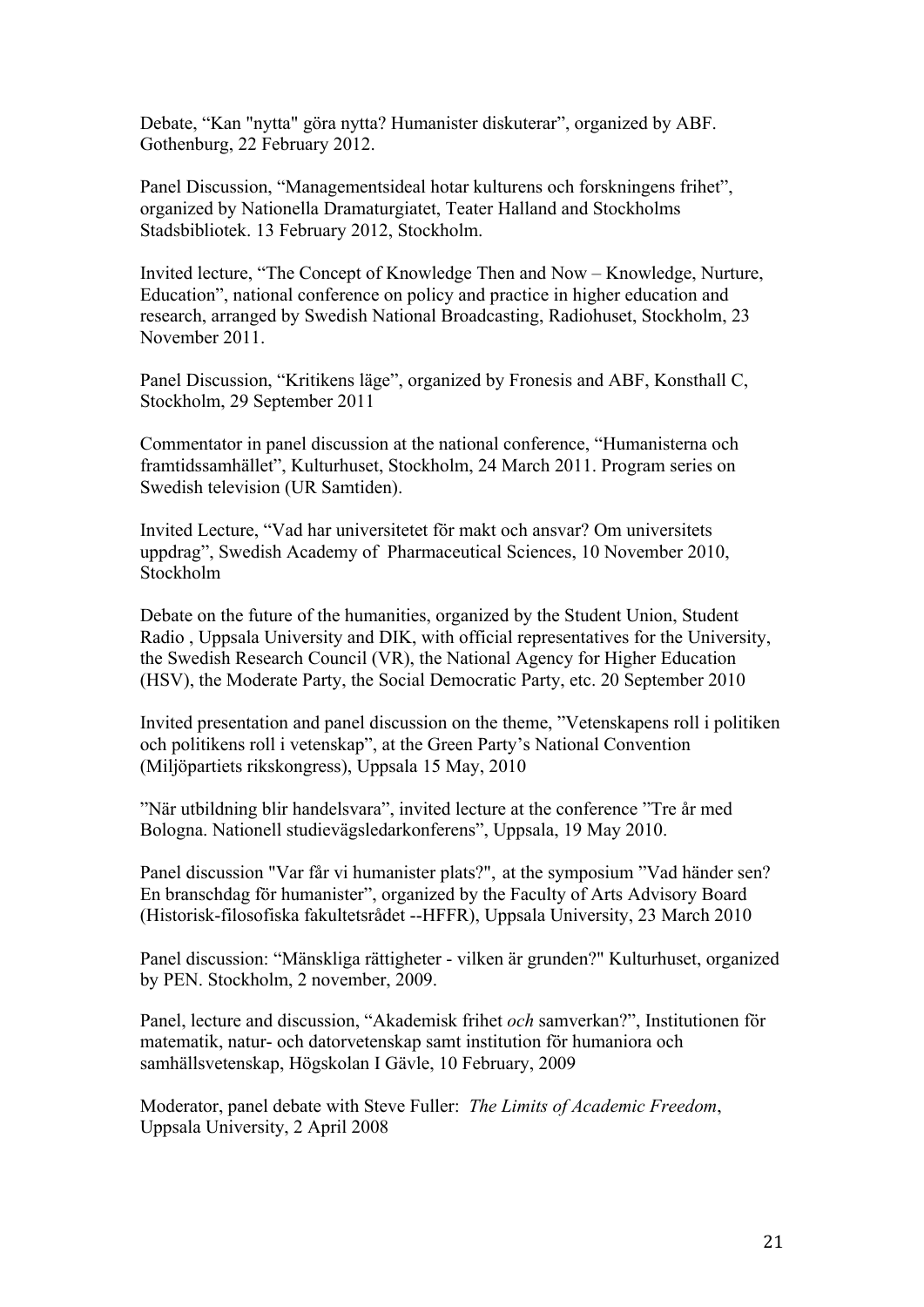Debate, “Kan "nytta" göra nytta? Humanister diskuterar”, organized by ABF. Gothenburg, 22 February 2012.

Panel Discussion, “Managementsideal hotar kulturens och forskningens frihet”, organized by Nationella Dramaturgiatet, Teater Halland and Stockholms Stadsbibliotek. 13 February 2012, Stockholm.

Invited lecture, “The Concept of Knowledge Then and Now – Knowledge, Nurture, Education”, national conference on policy and practice in higher education and research, arranged by Swedish National Broadcasting, Radiohuset, Stockholm, 23 November 2011.

Panel Discussion, “Kritikens läge”, organized by Fronesis and ABF, Konsthall C, Stockholm, 29 September 2011

Commentator in panel discussion at the national conference, “Humanisterna och framtidssamhället”, Kulturhuset, Stockholm, 24 March 2011. Program series on Swedish television (UR Samtiden).

Invited Lecture, “Vad har universitetet för makt och ansvar? Om universitets uppdrag”, Swedish Academy of Pharmaceutical Sciences, 10 November 2010, Stockholm

Debate on the future of the humanities, organized by the Student Union, Student Radio , Uppsala University and DIK, with official representatives for the University, the Swedish Research Council (VR), the National Agency for Higher Education (HSV), the Moderate Party, the Social Democratic Party, etc. 20 September 2010

Invited presentation and panel discussion on the theme, ”Vetenskapens roll i politiken och politikens roll i vetenskap”, at the Green Party’s National Convention (Miljöpartiets rikskongress), Uppsala 15 May, 2010

”När utbildning blir handelsvara”, invited lecture at the conference ”Tre år med Bologna. Nationell studievägsledarkonferens”, Uppsala, 19 May 2010.

Panel discussion "Var får vi humanister plats?", at the symposium ”Vad händer sen? En branschdag för humanister”, organized by the Faculty of Arts Advisory Board (Historisk-filosofiska fakultetsrådet --HFFR), Uppsala University, 23 March 2010

Panel discussion: “Mänskliga rättigheter - vilken är grunden?" Kulturhuset, organized by PEN. Stockholm, 2 november, 2009.

Panel, lecture and discussion, “Akademisk frihet *och* samverkan?”, Institutionen för matematik, natur- och datorvetenskap samt institution för humaniora och samhällsvetenskap, Högskolan I Gävle, 10 February, 2009

Moderator, panel debate with Steve Fuller: *The Limits of Academic Freedom*, Uppsala University, 2 April 2008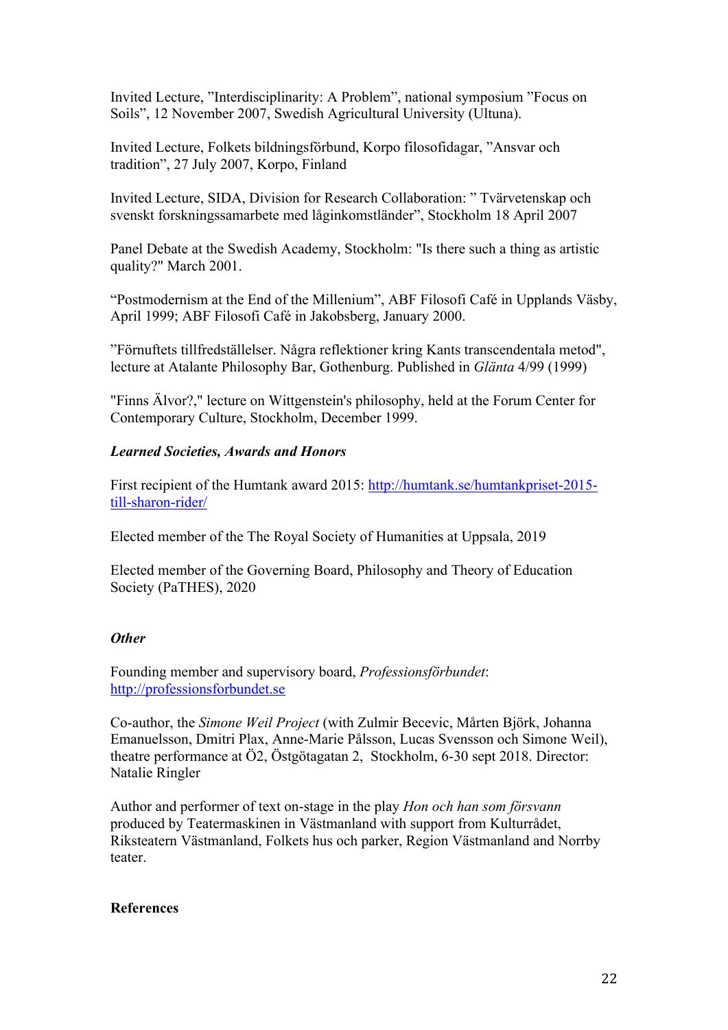Invited Lecture, ”Interdisciplinarity: A Problem”, national symposium ”Focus on Soils”, 12 November 2007, Swedish Agricultural University (Ultuna).

Invited Lecture, Folkets bildningsförbund, Korpo filosofidagar, ”Ansvar och tradition”, 27 July 2007, Korpo, Finland

Invited Lecture, SIDA, Division for Research Collaboration: ” Tvärvetenskap och svenskt forskningssamarbete med låginkomstländer”, Stockholm 18 April 2007

Panel Debate at the Swedish Academy, Stockholm: "Is there such a thing as artistic quality?" March 2001.

“Postmodernism at the End of the Millenium”, ABF Filosofi Café in Upplands Väsby, April 1999; ABF Filosofi Café in Jakobsberg, January 2000.

”Förnuftets tillfredställelser. Några reflektioner kring Kants transcendentala metod", lecture at Atalante Philosophy Bar, Gothenburg. Published in *Glänta* 4/99 (1999)

"Finns Älvor?," lecture on Wittgenstein's philosophy, held at the Forum Center for Contemporary Culture, Stockholm, December 1999.

***Learned Societies, Awards and Honors***

First recipient of the Humtank award 2015: http://humtank.se/humtankpriset-2015-till-sharon-rider/

Elected member of the The Royal Society of Humanities at Uppsala, 2019

Elected member of the Governing Board, Philosophy and Theory of Education Society (PaTHES), 2020

***Other***

Founding member and supervisory board, *Professionsförbundet*: http://professionsforbundet.se

Co-author, the *Simone Weil Project* (with Zulmir Becevic, Mårten Björk, Johanna Emanuelsson, Dmitri Plax, Anne-Marie Pålsson, Lucas Svensson och Simone Weil), theatre performance at Ö2, Östgötagatan 2, Stockholm, 6-30 sept 2018. Director: Natalie Ringler

Author and performer of text on-stage in the play *Hon och han som försvann* produced by Teatermaskinen in Västmanland with support from Kulturrådet, Riksteatern Västmanland, Folkets hus och parker, Region Västmanland and Norrby teater.

**References**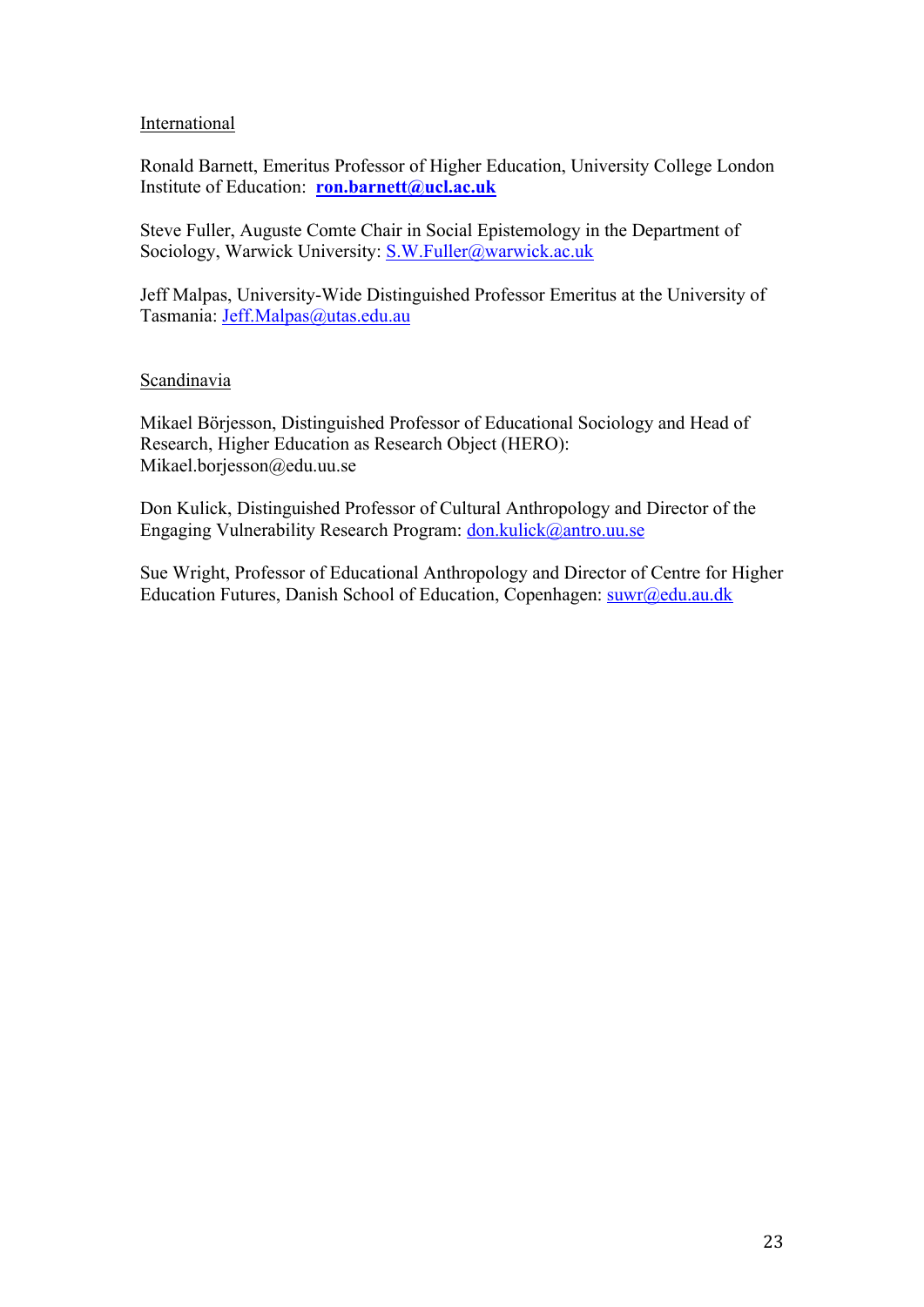International

Ronald Barnett, Emeritus Professor of Higher Education, University College London Institute of Education: **ron.barnett@ucl.ac.uk**

Steve Fuller, Auguste Comte Chair in Social Epistemology in the Department of Sociology, Warwick University: S.W.Fuller@warwick.ac.uk

Jeff Malpas, University-Wide Distinguished Professor Emeritus at the University of Tasmania: Jeff.Malpas@utas.edu.au

Scandinavia

Mikael Börjesson, Distinguished Professor of Educational Sociology and Head of Research, Higher Education as Research Object (HERO): Mikael.borjesson@edu.uu.se

Don Kulick, Distinguished Professor of Cultural Anthropology and Director of the Engaging Vulnerability Research Program: don.kulick@antro.uu.se

Sue Wright, Professor of Educational Anthropology and Director of Centre for Higher Education Futures, Danish School of Education, Copenhagen: suwr@edu.au.dk